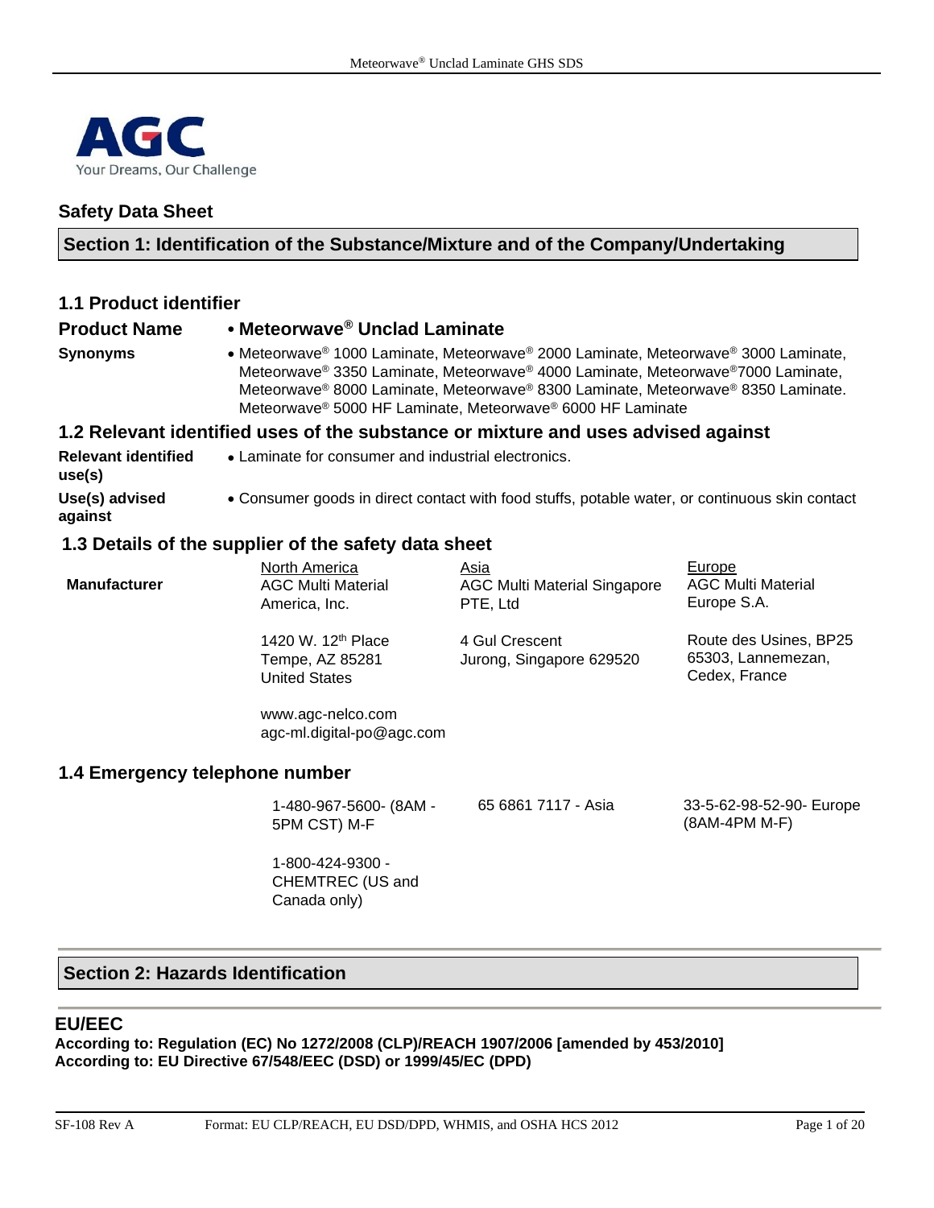AGC
Your Dreams, Our Challenge

# Safety Data Sheet

## Section 1: Identification of the Substance/Mixture and of the Company/Undertaking

### 1.1 Product identifier

**Product Name** • **Meteorwave® Unclad Laminate**

**Synonyms** • Meteorwave® 1000 Laminate, Meteorwave® 2000 Laminate, Meteorwave® 3000 Laminate, Meteorwave® 3350 Laminate, Meteorwave® 4000 Laminate, Meteorwave®7000 Laminate, Meteorwave® 8000 Laminate, Meteorwave® 8300 Laminate, Meteorwave® 8350 Laminate. Meteorwave® 5000 HF Laminate, Meteorwave® 6000 HF Laminate

### 1.2 Relevant identified uses of the substance or mixture and uses advised against

**Relevant identified use(s)** • Laminate for consumer and industrial electronics.

**Use(s) advised against** • Consumer goods in direct contact with food stuffs, potable water, or continuous skin contact

### 1.3 Details of the supplier of the safety data sheet

| | North America | Asia | Europe |
|---|---|---|---|
| **Manufacturer** | AGC Multi Material America, Inc. | AGC Multi Material Singapore PTE, Ltd | AGC Multi Material Europe S.A. |
| | 1420 W. 12th Place<br>Tempe, AZ 85281<br>United States | 4 Gul Crescent<br>Jurong, Singapore 629520 | Route des Usines, BP25<br>65303, Lannemezan,<br>Cedex, France |
| | www.agc-nelco.com<br>agc-ml.digital-po@agc.com | | |

### 1.4 Emergency telephone number

| | | |
|---|---|---|
| 1-480-967-5600- (8AM - 5PM CST) M-F | 65 6861 7117 - Asia | 33-5-62-98-52-90- Europe (8AM-4PM M-F) |
| 1-800-424-9300 - CHEMTREC (US and Canada only) | | |

## Section 2: Hazards Identification

### EU/EEC

**According to: Regulation (EC) No 1272/2008 (CLP)/REACH 1907/2006 [amended by 453/2010]**
**According to: EU Directive 67/548/EEC (DSD) or 1999/45/EC (DPD)**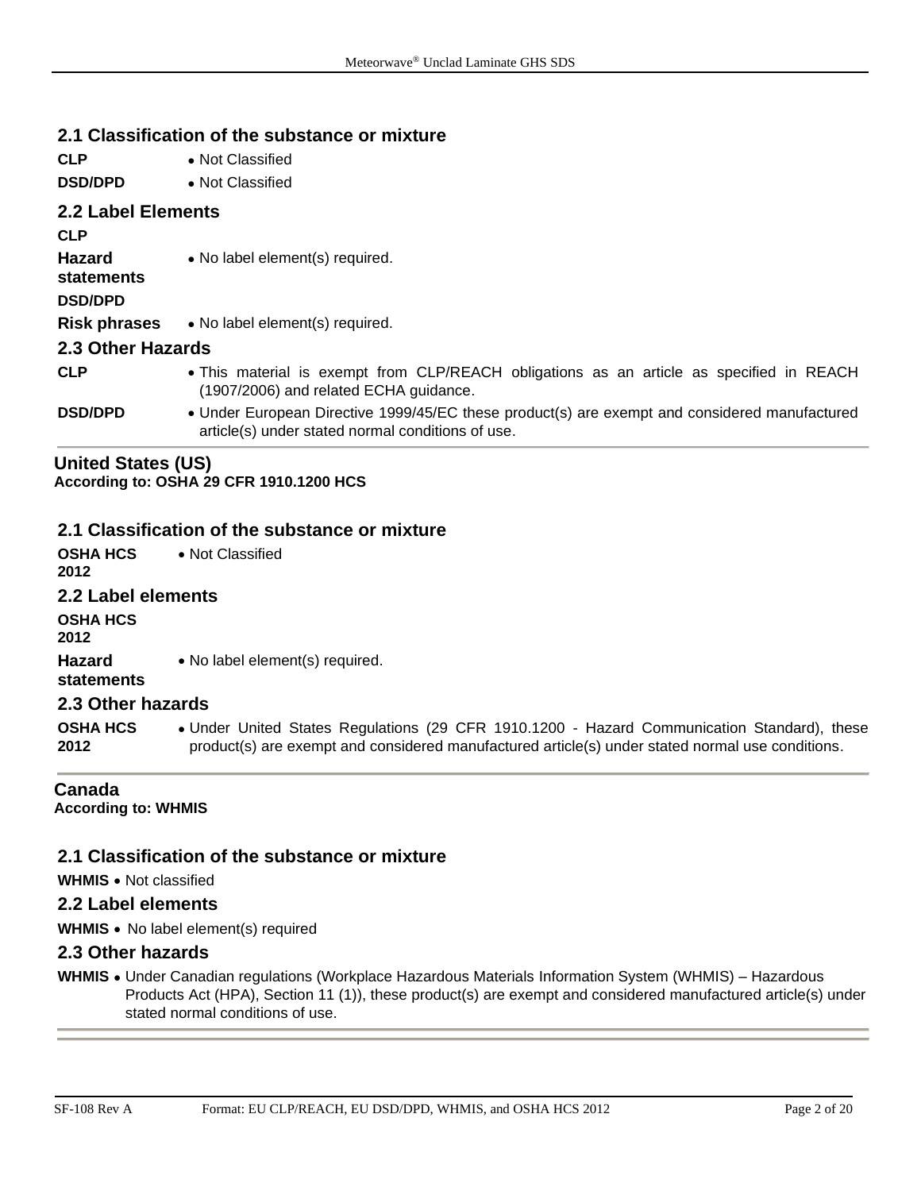### 2.1 Classification of the substance or mixture

**CLP** • Not Classified

**DSD/DPD** • Not Classified

### 2.2 Label Elements

**CLP**

**Hazard statements** • No label element(s) required.

**DSD/DPD**

**Risk phrases** • No label element(s) required.

### 2.3 Other Hazards

**CLP** • This material is exempt from CLP/REACH obligations as an article as specified in REACH (1907/2006) and related ECHA guidance.

**DSD/DPD** • Under European Directive 1999/45/EC these product(s) are exempt and considered manufactured article(s) under stated normal conditions of use.

## United States (US)

**According to: OSHA 29 CFR 1910.1200 HCS**

### 2.1 Classification of the substance or mixture

**OSHA HCS 2012** • Not Classified

### 2.2 Label elements

**OSHA HCS 2012**

**Hazard statements** • No label element(s) required.

### 2.3 Other hazards

**OSHA HCS 2012** • Under United States Regulations (29 CFR 1910.1200 - Hazard Communication Standard), these product(s) are exempt and considered manufactured article(s) under stated normal use conditions.

## Canada

**According to: WHMIS**

### 2.1 Classification of the substance or mixture

**WHMIS** • Not classified

### 2.2 Label elements

**WHMIS** • No label element(s) required

### 2.3 Other hazards

**WHMIS** • Under Canadian regulations (Workplace Hazardous Materials Information System (WHMIS) – Hazardous Products Act (HPA), Section 11 (1)), these product(s) are exempt and considered manufactured article(s) under stated normal conditions of use.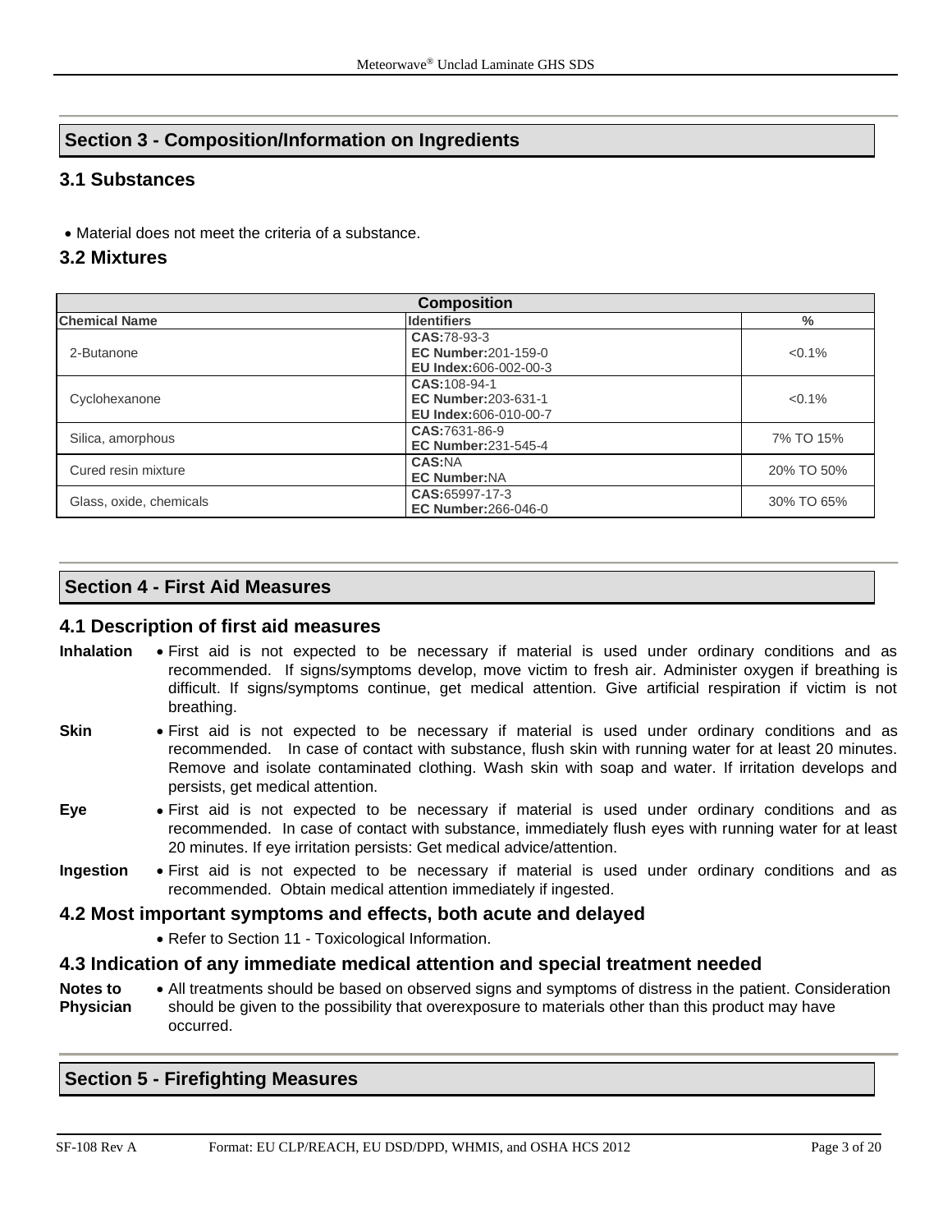## Section 3 - Composition/Information on Ingredients

### 3.1 Substances

- Material does not meet the criteria of a substance.

### 3.2 Mixtures

| Composition | | |
|---|---|---|
| **Chemical Name** | **Identifiers** | **%** |
| 2-Butanone | **CAS:**78-93-3<br>**EC Number:**201-159-0<br>**EU Index:**606-002-00-3 | <0.1% |
| Cyclohexanone | **CAS:**108-94-1<br>**EC Number:**203-631-1<br>**EU Index:**606-010-00-7 | <0.1% |
| Silica, amorphous | **CAS:**7631-86-9<br>**EC Number:**231-545-4 | 7% TO 15% |
| Cured resin mixture | **CAS:**NA<br>**EC Number:**NA | 20% TO 50% |
| Glass, oxide, chemicals | **CAS:**65997-17-3<br>**EC Number:**266-046-0 | 30% TO 65% |

## Section 4 - First Aid Measures

### 4.1 Description of first aid measures

**Inhalation**
- First aid is not expected to be necessary if material is used under ordinary conditions and as recommended. If signs/symptoms develop, move victim to fresh air. Administer oxygen if breathing is difficult. If signs/symptoms continue, get medical attention. Give artificial respiration if victim is not breathing.

**Skin**
- First aid is not expected to be necessary if material is used under ordinary conditions and as recommended. In case of contact with substance, flush skin with running water for at least 20 minutes. Remove and isolate contaminated clothing. Wash skin with soap and water. If irritation develops and persists, get medical attention.

**Eye**
- First aid is not expected to be necessary if material is used under ordinary conditions and as recommended. In case of contact with substance, immediately flush eyes with running water for at least 20 minutes. If eye irritation persists: Get medical advice/attention.

**Ingestion**
- First aid is not expected to be necessary if material is used under ordinary conditions and as recommended. Obtain medical attention immediately if ingested.

### 4.2 Most important symptoms and effects, both acute and delayed

- Refer to Section 11 - Toxicological Information.

### 4.3 Indication of any immediate medical attention and special treatment needed

**Notes to Physician**
- All treatments should be based on observed signs and symptoms of distress in the patient. Consideration should be given to the possibility that overexposure to materials other than this product may have occurred.

## Section 5 - Firefighting Measures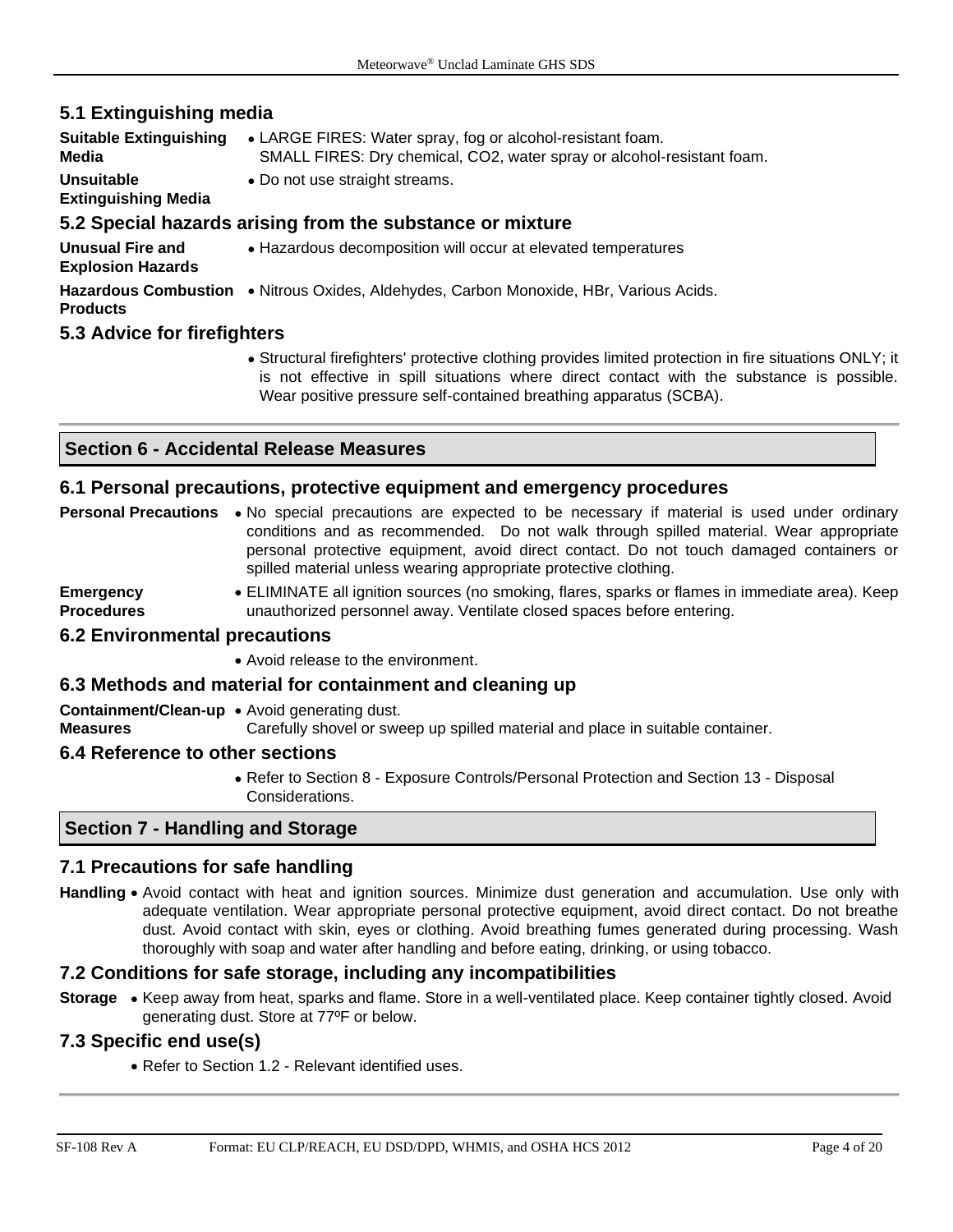### 5.1 Extinguishing media

**Suitable Extinguishing Media**
- LARGE FIRES: Water spray, fog or alcohol-resistant foam.
  SMALL FIRES: Dry chemical, $CO_2$, water spray or alcohol-resistant foam.

**Unsuitable Extinguishing Media**
- Do not use straight streams.

### 5.2 Special hazards arising from the substance or mixture

**Unusual Fire and Explosion Hazards**
- Hazardous decomposition will occur at elevated temperatures

**Hazardous Combustion Products**
- Nitrous Oxides, Aldehydes, Carbon Monoxide, HBr, Various Acids.

### 5.3 Advice for firefighters

- Structural firefighters' protective clothing provides limited protection in fire situations ONLY; it is not effective in spill situations where direct contact with the substance is possible. Wear positive pressure self-contained breathing apparatus (SCBA).

## Section 6 - Accidental Release Measures

### 6.1 Personal precautions, protective equipment and emergency procedures

**Personal Precautions**
- No special precautions are expected to be necessary if material is used under ordinary conditions and as recommended. Do not walk through spilled material. Wear appropriate personal protective equipment, avoid direct contact. Do not touch damaged containers or spilled material unless wearing appropriate protective clothing.

**Emergency Procedures**
- ELIMINATE all ignition sources (no smoking, flares, sparks or flames in immediate area). Keep unauthorized personnel away. Ventilate closed spaces before entering.

### 6.2 Environmental precautions

- Avoid release to the environment.

### 6.3 Methods and material for containment and cleaning up

**Containment/Clean-up Measures**
- Avoid generating dust.
  Carefully shovel or sweep up spilled material and place in suitable container.

### 6.4 Reference to other sections

- Refer to Section 8 - Exposure Controls/Personal Protection and Section 13 - Disposal Considerations.

## Section 7 - Handling and Storage

### 7.1 Precautions for safe handling

**Handling**
- Avoid contact with heat and ignition sources. Minimize dust generation and accumulation. Use only with adequate ventilation. Wear appropriate personal protective equipment, avoid direct contact. Do not breathe dust. Avoid contact with skin, eyes or clothing. Avoid breathing fumes generated during processing. Wash thoroughly with soap and water after handling and before eating, drinking, or using tobacco.

### 7.2 Conditions for safe storage, including any incompatibilities

**Storage**
- Keep away from heat, sparks and flame. Store in a well-ventilated place. Keep container tightly closed. Avoid generating dust. Store at 77ºF or below.

### 7.3 Specific end use(s)

- Refer to Section 1.2 - Relevant identified uses.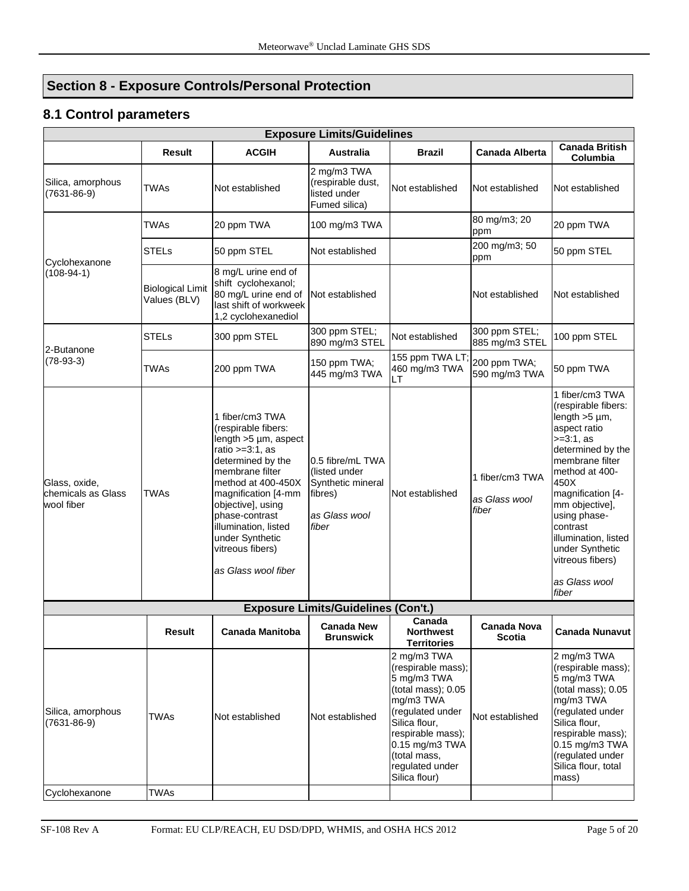## Section 8 - Exposure Controls/Personal Protection

### 8.1 Control parameters

| Exposure Limits/Guidelines | | | | | | |
|---|---|---|---|---|---|---|
| | **Result** | **ACGIH** | **Australia** | **Brazil** | **Canada Alberta** | **Canada British Columbia** |
| Silica, amorphous (7631-86-9) | TWAs | Not established | 2 mg/m3 TWA (respirable dust, listed under Fumed silica) | Not established | Not established | Not established |
| Cyclohexanone (108-94-1) | TWAs | 20 ppm TWA | 100 mg/m3 TWA | | 80 mg/m3; 20 ppm | 20 ppm TWA |
| | STELs | 50 ppm STEL | Not established | | 200 mg/m3; 50 ppm | 50 ppm STEL |
| | Biological Limit Values (BLV) | 8 mg/L urine end of shift cyclohexanol; 80 mg/L urine end of last shift of workweek 1,2 cyclohexanediol | Not established | | Not established | Not established |
| 2-Butanone (78-93-3) | STELs | 300 ppm STEL | 300 ppm STEL; 890 mg/m3 STEL | Not established | 300 ppm STEL; 885 mg/m3 STEL | 100 ppm STEL |
| | TWAs | 200 ppm TWA | 150 ppm TWA; 445 mg/m3 TWA | 155 ppm TWA LT; 460 mg/m3 TWA LT | 200 ppm TWA; 590 mg/m3 TWA | 50 ppm TWA |
| Glass, oxide, chemicals as Glass wool fiber | TWAs | 1 fiber/cm3 TWA (respirable fibers: length >5 µm, aspect ratio >=3:1, as determined by the membrane filter method at 400-450X magnification [4-mm objective], using phase-contrast illumination, listed under Synthetic vitreous fibers) *as Glass wool fiber* | 0.5 fibre/mL TWA (listed under Synthetic mineral fibres) *as Glass wool fiber* | Not established | 1 fiber/cm3 TWA *as Glass wool fiber* | 1 fiber/cm3 TWA (respirable fibers: length >5 µm, aspect ratio >=3:1, as determined by the membrane filter method at 400-450X magnification [4-mm objective], using phase-contrast illumination, listed under Synthetic vitreous fibers) *as Glass wool fiber* |

| Exposure Limits/Guidelines (Con't.) | | | | | | |
|---|---|---|---|---|---|---|
| | **Result** | **Canada Manitoba** | **Canada New Brunswick** | **Canada Northwest Territories** | **Canada Nova Scotia** | **Canada Nunavut** |
| Silica, amorphous (7631-86-9) | TWAs | Not established | Not established | 2 mg/m3 TWA (respirable mass); 5 mg/m3 TWA (total mass); 0.05 mg/m3 TWA (regulated under Silica flour, respirable mass); 0.15 mg/m3 TWA (total mass, regulated under Silica flour) | Not established | 2 mg/m3 TWA (respirable mass); 5 mg/m3 TWA (total mass); 0.05 mg/m3 TWA (regulated under Silica flour, respirable mass); 0.15 mg/m3 TWA (regulated under Silica flour, total mass) |
| Cyclohexanone | TWAs | | | | | |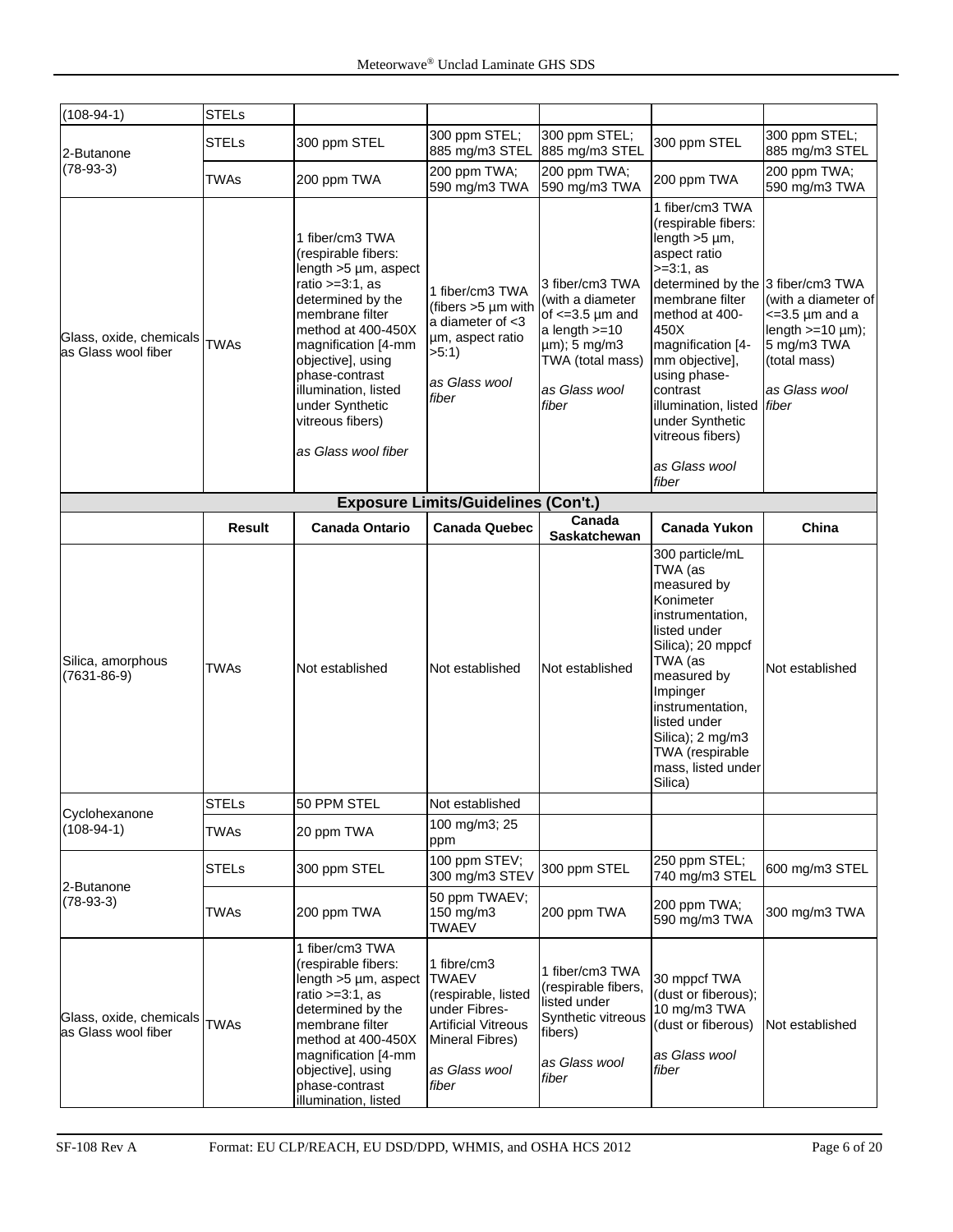| (108-94-1) | STELs | | | | | |
|---|---|---|---|---|---|---|
| 2-Butanone (78-93-3) | STELs | 300 ppm STEL | 300 ppm STEL; 885 mg/m3 STEL | 300 ppm STEL; 885 mg/m3 STEL | 300 ppm STEL | 300 ppm STEL; 885 mg/m3 STEL |
| | TWAs | 200 ppm TWA | 200 ppm TWA; 590 mg/m3 TWA | 200 ppm TWA; 590 mg/m3 TWA | 200 ppm TWA | 200 ppm TWA; 590 mg/m3 TWA |
| Glass, oxide, chemicals as Glass wool fiber | TWAs | 1 fiber/cm3 TWA (respirable fibers: length >5 µm, aspect ratio >=3:1, as determined by the membrane filter method at 400-450X magnification [4-mm objective], using phase-contrast illumination, listed under Synthetic vitreous fibers) *as Glass wool fiber* | 1 fiber/cm3 TWA (fibers >5 µm with a diameter of <3 µm, aspect ratio >5:1) *as Glass wool fiber* | 3 fiber/cm3 TWA (with a diameter of <=3.5 µm and a length >=10 µm); 5 mg/m3 TWA (total mass) *as Glass wool fiber* | 1 fiber/cm3 TWA (respirable fibers: length >5 µm, aspect ratio >=3:1, as determined by the membrane filter method at 400-450X magnification [4-mm objective], using phase-contrast illumination, listed under Synthetic vitreous fibers) *as Glass wool fiber* | 3 fiber/cm3 TWA (with a diameter of <=3.5 µm and a length >=10 µm); 5 mg/m3 TWA (total mass) *as Glass wool fiber* |

**Exposure Limits/Guidelines (Con't.)**

| | Result | Canada Ontario | Canada Quebec | Canada Saskatchewan | Canada Yukon | China |
|---|---|---|---|---|---|---|
| Silica, amorphous (7631-86-9) | TWAs | Not established | Not established | Not established | 300 particle/mL TWA (as measured by Konimeter instrumentation, listed under Silica); 20 mppcf TWA (as measured by Impinger instrumentation, listed under Silica); 2 mg/m3 TWA (respirable mass, listed under Silica) | Not established |
| Cyclohexanone (108-94-1) | STELs | 50 PPM STEL | Not established | | | |
| | TWAs | 20 ppm TWA | 100 mg/m3; 25 ppm | | | |
| 2-Butanone (78-93-3) | STELs | 300 ppm STEL | 100 ppm STEV; 300 mg/m3 STEV | 300 ppm STEL | 250 ppm STEL; 740 mg/m3 STEL | 600 mg/m3 STEL |
| | TWAs | 200 ppm TWA | 50 ppm TWAEV; 150 mg/m3 TWAEV | 200 ppm TWA | 200 ppm TWA; 590 mg/m3 TWA | 300 mg/m3 TWA |
| Glass, oxide, chemicals as Glass wool fiber | TWAs | 1 fiber/cm3 TWA (respirable fibers: length >5 µm, aspect ratio >=3:1, as determined by the membrane filter method at 400-450X magnification [4-mm objective], using phase-contrast illumination, listed | 1 fibre/cm3 TWAEV (respirable, listed under Fibres-Artificial Vitreous Mineral Fibres) *as Glass wool fiber* | 1 fiber/cm3 TWA (respirable fibers, listed under Synthetic vitreous fibers) *as Glass wool fiber* | 30 mppcf TWA (dust or fiberous); 10 mg/m3 TWA (dust or fiberous) *as Glass wool fiber* | Not established |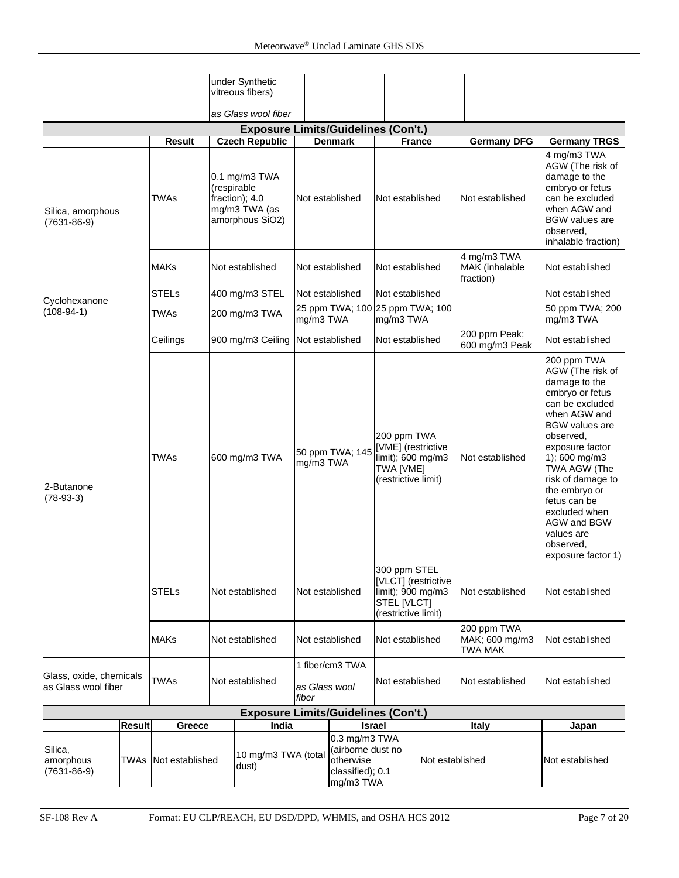| | | under Synthetic vitreous fibers)<br><br>*as Glass wool fiber* | | | | |
|---|---|---|---|---|---|---|

**Exposure Limits/Guidelines (Con't.)**

| | Result | Czech Republic | Denmark | France | Germany DFG | Germany TRGS |
|---|---|---|---|---|---|---|
| Silica, amorphous (7631-86-9) | TWAs | 0.1 mg/m3 TWA (respirable fraction); 4.0 mg/m3 TWA (as amorphous SiO2) | Not established | Not established | Not established | 4 mg/m3 TWA AGW (The risk of damage to the embryo or fetus can be excluded when AGW and BGW values are observed, inhalable fraction) |
| | MAKs | Not established | Not established | Not established | 4 mg/m3 TWA MAK (inhalable fraction) | Not established |
| Cyclohexanone (108-94-1) | STELs | 400 mg/m3 STEL | Not established | Not established | | Not established |
| | TWAs | 200 mg/m3 TWA | 25 ppm TWA; 100 mg/m3 TWA | 25 ppm TWA; 100 mg/m3 TWA | | 50 ppm TWA; 200 mg/m3 TWA |
| 2-Butanone (78-93-3) | Ceilings | 900 mg/m3 Ceiling | Not established | Not established | 200 ppm Peak; 600 mg/m3 Peak | Not established |
| | TWAs | 600 mg/m3 TWA | 50 ppm TWA; 145 mg/m3 TWA | 200 ppm TWA [VME] (restrictive limit); 600 mg/m3 TWA [VME] (restrictive limit) | Not established | 200 ppm TWA AGW (The risk of damage to the embryo or fetus can be excluded when AGW and BGW values are observed, exposure factor 1); 600 mg/m3 TWA AGW (The risk of damage to the embryo or fetus can be excluded when AGW and BGW values are observed, exposure factor 1) |
| | STELs | Not established | Not established | 300 ppm STEL [VLCT] (restrictive limit); 900 mg/m3 STEL [VLCT] (restrictive limit) | Not established | Not established |
| | MAKs | Not established | Not established | Not established | 200 ppm TWA MAK; 600 mg/m3 TWA MAK | Not established |
| Glass, oxide, chemicals as Glass wool fiber | TWAs | Not established | 1 fiber/cm3 TWA<br><br>*as Glass wool fiber* | Not established | Not established | Not established |

**Exposure Limits/Guidelines (Con't.)**

| | Result | Greece | India | Israel | Italy | Japan |
|---|---|---|---|---|---|---|
| Silica, amorphous (7631-86-9) | TWAs | Not established | 10 mg/m3 TWA (total dust) | 0.3 mg/m3 TWA (airborne dust no otherwise classified); 0.1 mg/m3 TWA | Not established | Not established |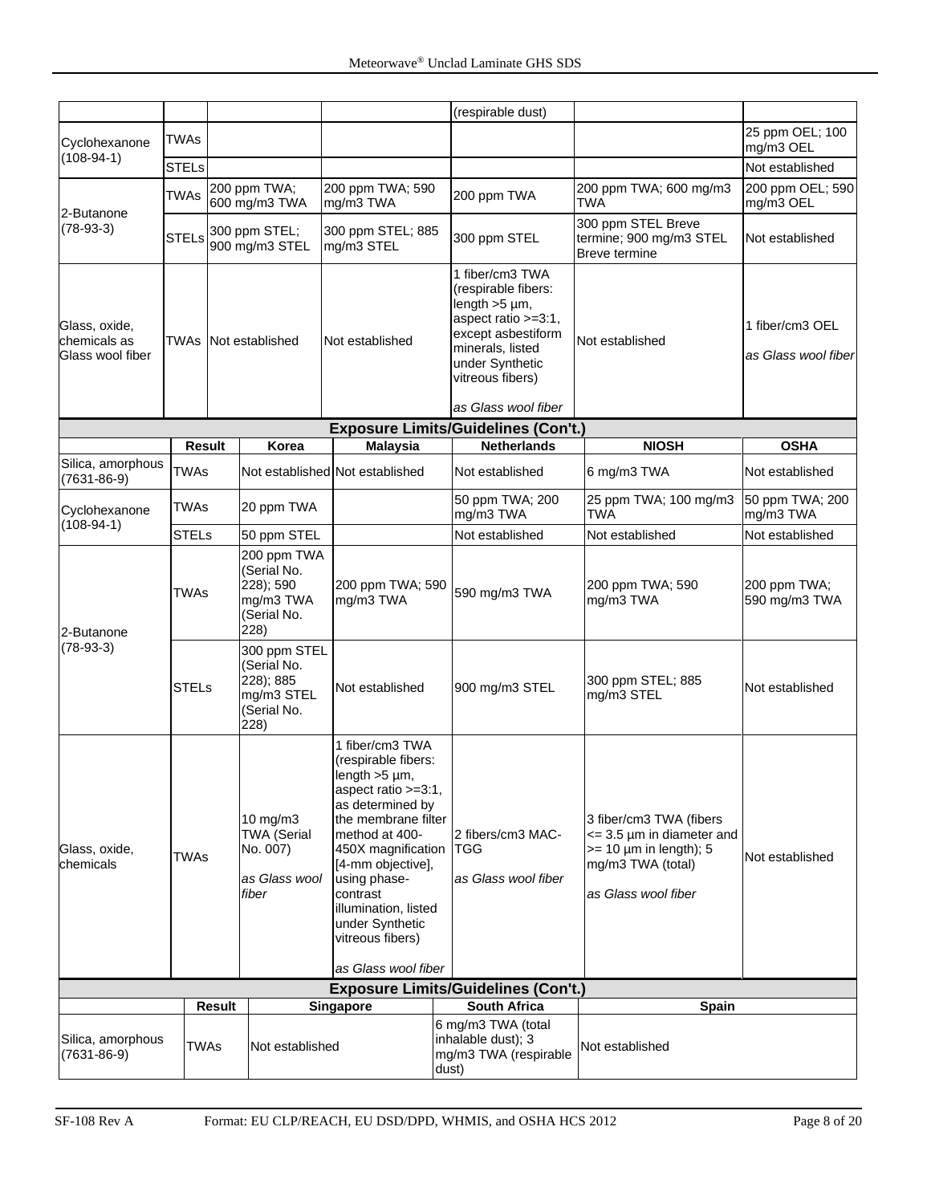| | | | | | | |
|---|---|---|---|---|---|---|
| | | | | (respirable dust) | | |
| Cyclohexanone (108-94-1) | TWAs | | | | | 25 ppm OEL; 100 mg/m3 OEL |
| | STELs | | | | | Not established |
| 2-Butanone (78-93-3) | TWAs | 200 ppm TWA; 600 mg/m3 TWA | 200 ppm TWA; 590 mg/m3 TWA | 200 ppm TWA | 200 ppm TWA; 600 mg/m3 TWA | 200 ppm OEL; 590 mg/m3 OEL |
| | STELs | 300 ppm STEL; 900 mg/m3 STEL | 300 ppm STEL; 885 mg/m3 STEL | 300 ppm STEL | 300 ppm STEL Breve termine; 900 mg/m3 STEL Breve termine | Not established |
| Glass, oxide, chemicals as Glass wool fiber | TWAs | Not established | Not established | 1 fiber/cm3 TWA (respirable fibers: length >5 µm, aspect ratio >=3:1, except asbestiform minerals, listed under Synthetic vitreous fibers) *as Glass wool fiber* | Not established | 1 fiber/cm3 OEL *as Glass wool fiber* |

**Exposure Limits/Guidelines (Con't.)**

| | Result | Korea | Malaysia | Netherlands | NIOSH | OSHA |
|---|---|---|---|---|---|---|
| Silica, amorphous (7631-86-9) | TWAs | Not established | Not established | Not established | 6 mg/m3 TWA | Not established |
| Cyclohexanone (108-94-1) | TWAs | 20 ppm TWA | | 50 ppm TWA; 200 mg/m3 TWA | 25 ppm TWA; 100 mg/m3 TWA | 50 ppm TWA; 200 mg/m3 TWA |
| | STELs | 50 ppm STEL | | Not established | Not established | Not established |
| 2-Butanone (78-93-3) | TWAs | 200 ppm TWA (Serial No. 228); 590 mg/m3 TWA (Serial No. 228) | 200 ppm TWA; 590 mg/m3 TWA | 590 mg/m3 TWA | 200 ppm TWA; 590 mg/m3 TWA | 200 ppm TWA; 590 mg/m3 TWA |
| | STELs | 300 ppm STEL (Serial No. 228); 885 mg/m3 STEL (Serial No. 228) | Not established | 900 mg/m3 STEL | 300 ppm STEL; 885 mg/m3 STEL | Not established |
| Glass, oxide, chemicals | TWAs | 10 mg/m3 TWA (Serial No. 007) *as Glass wool fiber* | 1 fiber/cm3 TWA (respirable fibers: length >5 µm, aspect ratio >=3:1, as determined by the membrane filter method at 400-450X magnification [4-mm objective], using phase-contrast illumination, listed under Synthetic vitreous fibers) *as Glass wool fiber* | 2 fibers/cm3 MAC-TGG *as Glass wool fiber* | 3 fiber/cm3 TWA (fibers <= 3.5 µm in diameter and >= 10 µm in length); 5 mg/m3 TWA (total) *as Glass wool fiber* | Not established |

**Exposure Limits/Guidelines (Con't.)**

| | Result | Singapore | South Africa | Spain |
|---|---|---|---|---|
| Silica, amorphous (7631-86-9) | TWAs | Not established | 6 mg/m3 TWA (total inhalable dust); 3 mg/m3 TWA (respirable dust) | Not established |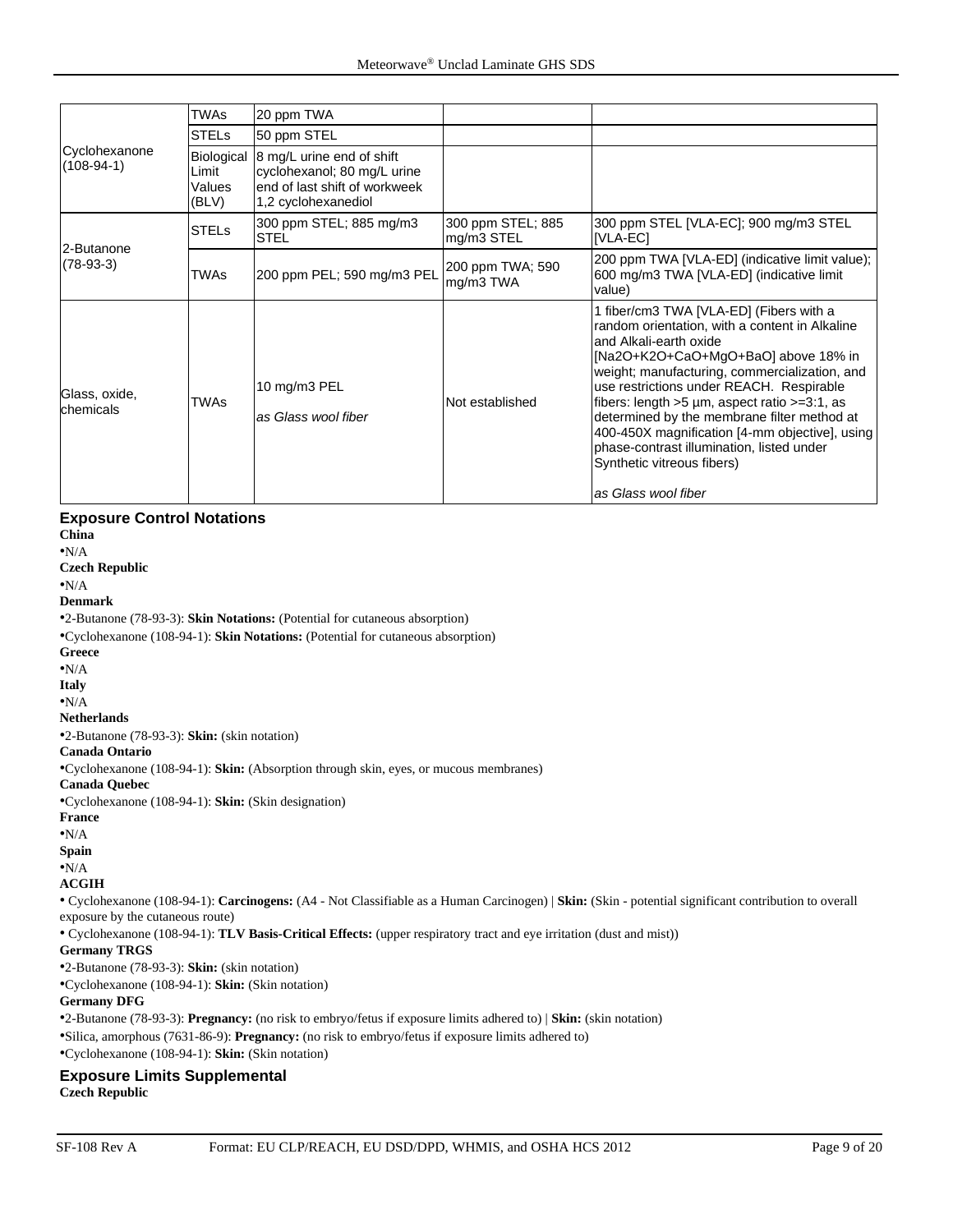| | | | | |
|---|---|---|---|---|
| Cyclohexanone (108-94-1) | TWAs | 20 ppm TWA | | |
| | STELs | 50 ppm STEL | | |
| | Biological Limit Values (BLV) | 8 mg/L urine end of shift cyclohexanol; 80 mg/L urine end of last shift of workweek 1,2 cyclohexanediol | | |
| 2-Butanone (78-93-3) | STELs | 300 ppm STEL; 885 mg/m3 STEL | 300 ppm STEL; 885 mg/m3 STEL | 300 ppm STEL [VLA-EC]; 900 mg/m3 STEL [VLA-EC] |
| | TWAs | 200 ppm PEL; 590 mg/m3 PEL | 200 ppm TWA; 590 mg/m3 TWA | 200 ppm TWA [VLA-ED] (indicative limit value); 600 mg/m3 TWA [VLA-ED] (indicative limit value) |
| Glass, oxide, chemicals | TWAs | 10 mg/m3 PEL *as Glass wool fiber* | Not established | 1 fiber/cm3 TWA [VLA-ED] (Fibers with a random orientation, with a content in Alkaline and Alkali-earth oxide [Na2O+K2O+CaO+MgO+BaO] above 18% in weight; manufacturing, commercialization, and use restrictions under REACH. Respirable fibers: length >5 µm, aspect ratio >=3:1, as determined by the membrane filter method at 400-450X magnification [4-mm objective], using phase-contrast illumination, listed under Synthetic vitreous fibers) *as Glass wool fiber* |

## Exposure Control Notations

**China**

•N/A

**Czech Republic**

•N/A

**Denmark**

•2-Butanone (78-93-3): **Skin Notations:** (Potential for cutaneous absorption)

•Cyclohexanone (108-94-1): **Skin Notations:** (Potential for cutaneous absorption)

**Greece**

•N/A

**Italy**

•N/A

**Netherlands**

•2-Butanone (78-93-3): **Skin:** (skin notation)

**Canada Ontario**

•Cyclohexanone (108-94-1): **Skin:** (Absorption through skin, eyes, or mucous membranes)

**Canada Quebec**

•Cyclohexanone (108-94-1): **Skin:** (Skin designation)

**France**

•N/A

**Spain**

•N/A

**ACGIH**

• Cyclohexanone (108-94-1): **Carcinogens:** (A4 - Not Classifiable as a Human Carcinogen) | **Skin:** (Skin - potential significant contribution to overall exposure by the cutaneous route)

• Cyclohexanone (108-94-1): **TLV Basis-Critical Effects:** (upper respiratory tract and eye irritation (dust and mist))

**Germany TRGS**

•2-Butanone (78-93-3): **Skin:** (skin notation)

•Cyclohexanone (108-94-1): **Skin:** (Skin notation)

**Germany DFG**

•2-Butanone (78-93-3): **Pregnancy:** (no risk to embryo/fetus if exposure limits adhered to) | **Skin:** (skin notation)

•Silica, amorphous (7631-86-9): **Pregnancy:** (no risk to embryo/fetus if exposure limits adhered to)

•Cyclohexanone (108-94-1): **Skin:** (Skin notation)

## Exposure Limits Supplemental

**Czech Republic**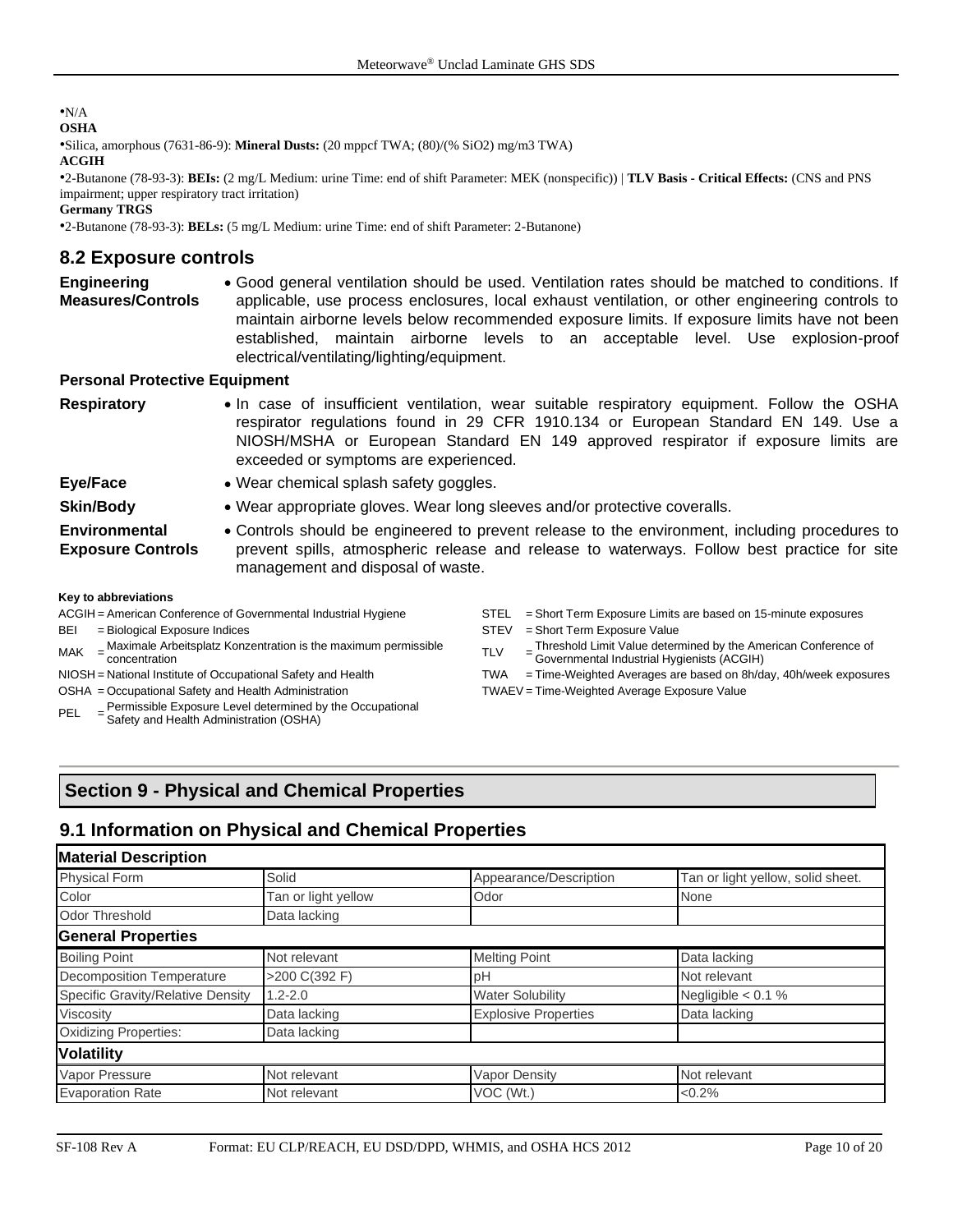•N/A

**OSHA**

•Silica, amorphous (7631-86-9): **Mineral Dusts:** (20 mppcf TWA; (80)/(% SiO2) mg/m3 TWA)

**ACGIH**

•2-Butanone (78-93-3): **BEIs:** (2 mg/L Medium: urine Time: end of shift Parameter: MEK (nonspecific)) | **TLV Basis - Critical Effects:** (CNS and PNS impairment; upper respiratory tract irritation)

**Germany TRGS**

•2-Butanone (78-93-3): **BELs:** (5 mg/L Medium: urine Time: end of shift Parameter: 2-Butanone)

## 8.2 Exposure controls

**Engineering Measures/Controls**
- Good general ventilation should be used. Ventilation rates should be matched to conditions. If applicable, use process enclosures, local exhaust ventilation, or other engineering controls to maintain airborne levels below recommended exposure limits. If exposure limits have not been established, maintain airborne levels to an acceptable level. Use explosion-proof electrical/ventilating/lighting/equipment.

**Personal Protective Equipment**

**Respiratory**
- In case of insufficient ventilation, wear suitable respiratory equipment. Follow the OSHA respirator regulations found in 29 CFR 1910.134 or European Standard EN 149. Use a NIOSH/MSHA or European Standard EN 149 approved respirator if exposure limits are exceeded or symptoms are experienced.

**Eye/Face**
- Wear chemical splash safety goggles.

**Skin/Body**
- Wear appropriate gloves. Wear long sleeves and/or protective coveralls.

**Environmental Exposure Controls**
- Controls should be engineered to prevent release to the environment, including procedures to prevent spills, atmospheric release and release to waterways. Follow best practice for site management and disposal of waste.

**Key to abbreviations**

ACGIH = American Conference of Governmental Industrial Hygiene
BEI = Biological Exposure Indices
MAK = Maximale Arbeitsplatz Konzentration is the maximum permissible concentration
NIOSH = National Institute of Occupational Safety and Health
OSHA = Occupational Safety and Health Administration
PEL = Permissible Exposure Level determined by the Occupational Safety and Health Administration (OSHA)
STEL = Short Term Exposure Limits are based on 15-minute exposures
STEV = Short Term Exposure Value
TLV = Threshold Limit Value determined by the American Conference of Governmental Industrial Hygienists (ACGIH)
TWA = Time-Weighted Averages are based on 8h/day, 40h/week exposures
TWAEV = Time-Weighted Average Exposure Value

# Section 9 - Physical and Chemical Properties

## 9.1 Information on Physical and Chemical Properties

| **Material Description** | | | |
|---|---|---|---|
| Physical Form | Solid | Appearance/Description | Tan or light yellow, solid sheet. |
| Color | Tan or light yellow | Odor | None |
| Odor Threshold | Data lacking | | |
| **General Properties** | | | |
| Boiling Point | Not relevant | Melting Point | Data lacking |
| Decomposition Temperature | >200 C(392 F) | pH | Not relevant |
| Specific Gravity/Relative Density | 1.2-2.0 | Water Solubility | Negligible < 0.1 % |
| Viscosity | Data lacking | Explosive Properties | Data lacking |
| Oxidizing Properties: | Data lacking | | |
| **Volatility** | | | |
| Vapor Pressure | Not relevant | Vapor Density | Not relevant |
| Evaporation Rate | Not relevant | VOC (Wt.) | <0.2% |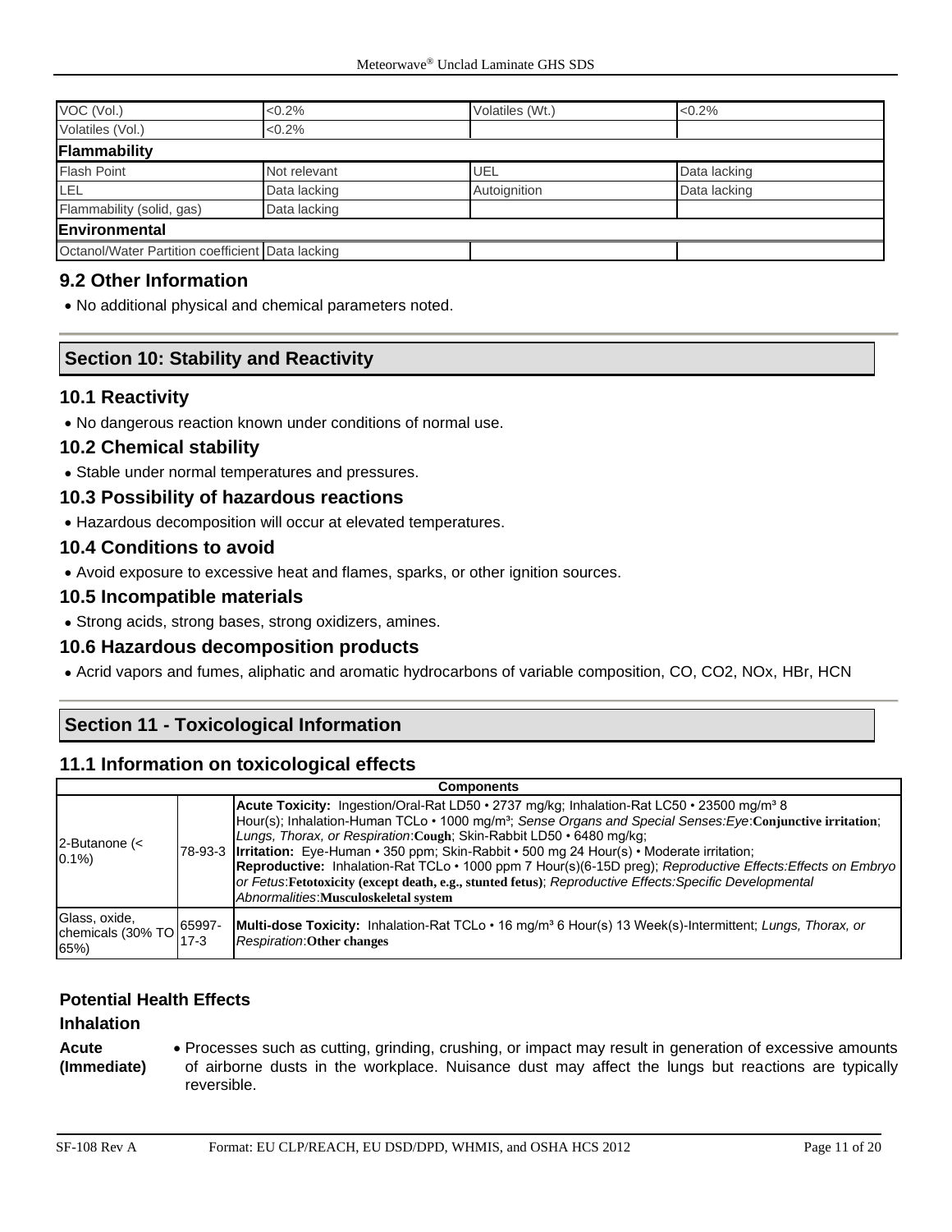| VOC (Vol.) | <0.2% | Volatiles (Wt.) | <0.2% |
|---|---|---|---|
| Volatiles (Vol.) | <0.2% | | |
| **Flammability** | | | |
| Flash Point | Not relevant | UEL | Data lacking |
| LEL | Data lacking | Autoignition | Data lacking |
| Flammability (solid, gas) | Data lacking | | |
| **Environmental** | | | |
| Octanol/Water Partition coefficient | Data lacking | | |

### 9.2 Other Information

- No additional physical and chemical parameters noted.

## Section 10: Stability and Reactivity

### 10.1 Reactivity

- No dangerous reaction known under conditions of normal use.

### 10.2 Chemical stability

- Stable under normal temperatures and pressures.

### 10.3 Possibility of hazardous reactions

- Hazardous decomposition will occur at elevated temperatures.

### 10.4 Conditions to avoid

- Avoid exposure to excessive heat and flames, sparks, or other ignition sources.

### 10.5 Incompatible materials

- Strong acids, strong bases, strong oxidizers, amines.

### 10.6 Hazardous decomposition products

- Acrid vapors and fumes, aliphatic and aromatic hydrocarbons of variable composition, CO, $CO_2$, $NO_x$, HBr, HCN

## Section 11 - Toxicological Information

### 11.1 Information on toxicological effects

| Components | | |
|---|---|---|
| 2-Butanone (< 0.1%) | 78-93-3 | **Acute Toxicity:** Ingestion/Oral-Rat LD50 • 2737 mg/kg; Inhalation-Rat LC50 • 23500 mg/m³ 8 Hour(s); Inhalation-Human TCLo • 1000 mg/m³; *Sense Organs and Special Senses:Eye*:**Conjunctive irritation**; *Lungs, Thorax, or Respiration*:**Cough**; Skin-Rabbit LD50 • 6480 mg/kg; **Irritation:** Eye-Human • 350 ppm; Skin-Rabbit • 500 mg 24 Hour(s) • Moderate irritation; **Reproductive:** Inhalation-Rat TCLo • 1000 ppm 7 Hour(s)(6-15D preg); *Reproductive Effects:Effects on Embryo or Fetus*:**Fetotoxicity (except death, e.g., stunted fetus)**; *Reproductive Effects:Specific Developmental Abnormalities*:**Musculoskeletal system** |
| Glass, oxide, chemicals (30% TO 65%) | 65997-17-3 | **Multi-dose Toxicity:** Inhalation-Rat TCLo • 16 mg/m³ 6 Hour(s) 13 Week(s)-Intermittent; *Lungs, Thorax, or Respiration*:**Other changes** |

#### Potential Health Effects

#### Inhalation

**Acute (Immediate)**

- Processes such as cutting, grinding, crushing, or impact may result in generation of excessive amounts of airborne dusts in the workplace. Nuisance dust may affect the lungs but reactions are typically reversible.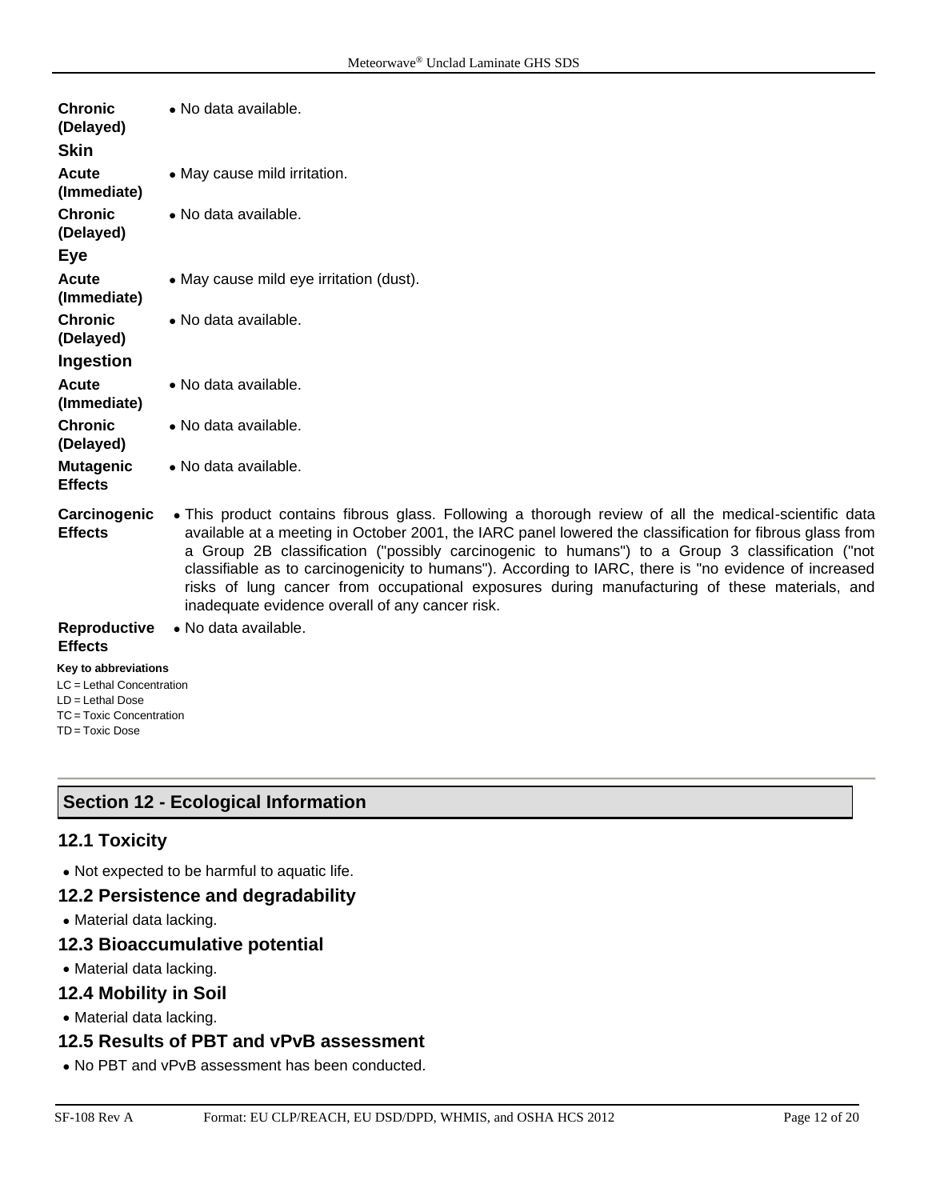| | |
|---|---|
| **Chronic (Delayed)** | • No data available. |
| **Skin** | |
| **Acute (Immediate)** | • May cause mild irritation. |
| **Chronic (Delayed)** | • No data available. |
| **Eye** | |
| **Acute (Immediate)** | • May cause mild eye irritation (dust). |
| **Chronic (Delayed)** | • No data available. |
| **Ingestion** | |
| **Acute (Immediate)** | • No data available. |
| **Chronic (Delayed)** | • No data available. |
| **Mutagenic Effects** | • No data available. |
| **Carcinogenic Effects** | • This product contains fibrous glass. Following a thorough review of all the medical-scientific data available at a meeting in October 2001, the IARC panel lowered the classification for fibrous glass from a Group 2B classification ("possibly carcinogenic to humans") to a Group 3 classification ("not classifiable as to carcinogenicity to humans"). According to IARC, there is "no evidence of increased risks of lung cancer from occupational exposures during manufacturing of these materials, and inadequate evidence overall of any cancer risk. |
| **Reproductive Effects** | • No data available. |

**Key to abbreviations**

LC = Lethal Concentration
LD = Lethal Dose
TC = Toxic Concentration
TD = Toxic Dose

## Section 12 - Ecological Information

### 12.1 Toxicity

- Not expected to be harmful to aquatic life.

### 12.2 Persistence and degradability

- Material data lacking.

### 12.3 Bioaccumulative potential

- Material data lacking.

### 12.4 Mobility in Soil

- Material data lacking.

### 12.5 Results of PBT and vPvB assessment

- No PBT and vPvB assessment has been conducted.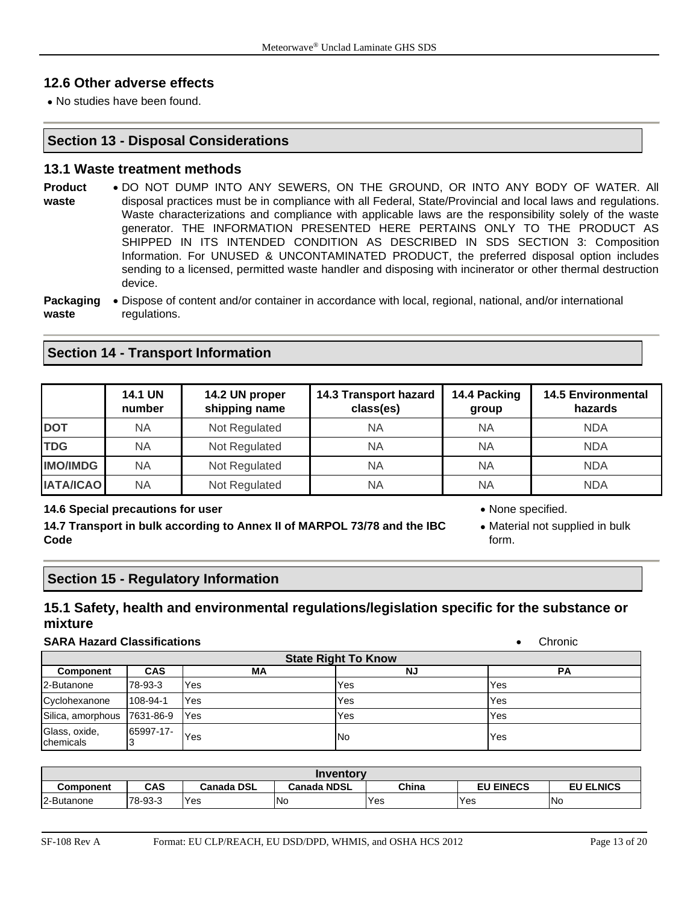## 12.6 Other adverse effects

- No studies have been found.

## Section 13 - Disposal Considerations

## 13.1 Waste treatment methods

**Product waste**

- DO NOT DUMP INTO ANY SEWERS, ON THE GROUND, OR INTO ANY BODY OF WATER. All disposal practices must be in compliance with all Federal, State/Provincial and local laws and regulations. Waste characterizations and compliance with applicable laws are the responsibility solely of the waste generator. THE INFORMATION PRESENTED HERE PERTAINS ONLY TO THE PRODUCT AS SHIPPED IN ITS INTENDED CONDITION AS DESCRIBED IN SDS SECTION 3: Composition Information. For UNUSED & UNCONTAMINATED PRODUCT, the preferred disposal option includes sending to a licensed, permitted waste handler and disposing with incinerator or other thermal destruction device.

**Packaging waste**

- Dispose of content and/or container in accordance with local, regional, national, and/or international regulations.

## Section 14 - Transport Information

| | 14.1 UN number | 14.2 UN proper shipping name | 14.3 Transport hazard class(es) | 14.4 Packing group | 14.5 Environmental hazards |
|---|---|---|---|---|---|
| **DOT** | NA | Not Regulated | NA | NA | NDA |
| **TDG** | NA | Not Regulated | NA | NA | NDA |
| **IMO/IMDG** | NA | Not Regulated | NA | NA | NDA |
| **IATA/ICAO** | NA | Not Regulated | NA | NA | NDA |

**14.6 Special precautions for user**

- None specified.

**14.7 Transport in bulk according to Annex II of MARPOL 73/78 and the IBC Code**

- Material not supplied in bulk form.

## Section 15 - Regulatory Information

## 15.1 Safety, health and environmental regulations/legislation specific for the substance or mixture

**SARA Hazard Classifications**

- Chronic

| State Right To Know | | | | |
|---|---|---|---|---|
| **Component** | **CAS** | **MA** | **NJ** | **PA** |
| 2-Butanone | 78-93-3 | Yes | Yes | Yes |
| Cyclohexanone | 108-94-1 | Yes | Yes | Yes |
| Silica, amorphous | 7631-86-9 | Yes | Yes | Yes |
| Glass, oxide, chemicals | 65997-17-3 | Yes | No | Yes |

| Inventory | | | | | | |
|---|---|---|---|---|---|---|
| **Component** | **CAS** | **Canada DSL** | **Canada NDSL** | **China** | **EU EINECS** | **EU ELNICS** |
| 2-Butanone | 78-93-3 | Yes | No | Yes | Yes | No |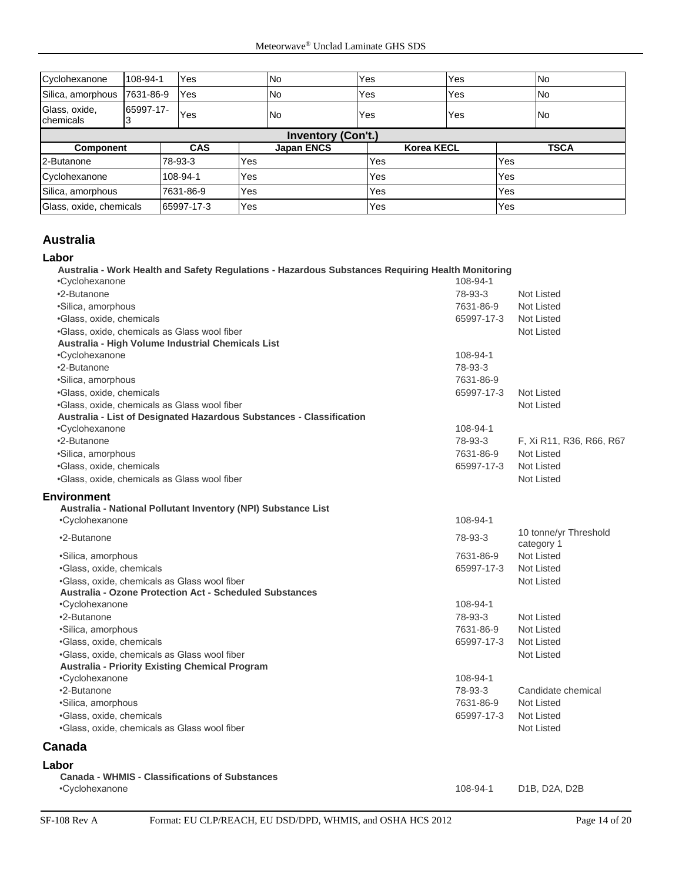| Cyclohexanone | 108-94-1 | Yes | No | Yes | Yes | No |
|---|---|---|---|---|---|---|
| Silica, amorphous | 7631-86-9 | Yes | No | Yes | Yes | No |
| Glass, oxide, chemicals | 65997-17-3 | Yes | No | Yes | Yes | No |

**Inventory (Con't.)**

| Component | CAS | Japan ENCS | Korea KECL | TSCA |
|---|---|---|---|---|
| 2-Butanone | 78-93-3 | Yes | Yes | Yes |
| Cyclohexanone | 108-94-1 | Yes | Yes | Yes |
| Silica, amorphous | 7631-86-9 | Yes | Yes | Yes |
| Glass, oxide, chemicals | 65997-17-3 | Yes | Yes | Yes |

## Australia

### Labor

**Australia - Work Health and Safety Regulations - Hazardous Substances Requiring Health Monitoring**

| | | |
|---|---|---|
| •Cyclohexanone | 108-94-1 | |
| •2-Butanone | 78-93-3 | Not Listed |
| •Silica, amorphous | 7631-86-9 | Not Listed |
| •Glass, oxide, chemicals | 65997-17-3 | Not Listed |
| •Glass, oxide, chemicals as Glass wool fiber | | Not Listed |

**Australia - High Volume Industrial Chemicals List**

| | | |
|---|---|---|
| •Cyclohexanone | 108-94-1 | |
| •2-Butanone | 78-93-3 | |
| •Silica, amorphous | 7631-86-9 | |
| •Glass, oxide, chemicals | 65997-17-3 | Not Listed |
| •Glass, oxide, chemicals as Glass wool fiber | | Not Listed |

**Australia - List of Designated Hazardous Substances - Classification**

| | | |
|---|---|---|
| •Cyclohexanone | 108-94-1 | |
| •2-Butanone | 78-93-3 | F, Xi R11, R36, R66, R67 |
| •Silica, amorphous | 7631-86-9 | Not Listed |
| •Glass, oxide, chemicals | 65997-17-3 | Not Listed |
| •Glass, oxide, chemicals as Glass wool fiber | | Not Listed |

### Environment

**Australia - National Pollutant Inventory (NPI) Substance List**

| | | |
|---|---|---|
| •Cyclohexanone | 108-94-1 | |
| •2-Butanone | 78-93-3 | 10 tonne/yr Threshold category 1 |
| •Silica, amorphous | 7631-86-9 | Not Listed |
| •Glass, oxide, chemicals | 65997-17-3 | Not Listed |
| •Glass, oxide, chemicals as Glass wool fiber | | Not Listed |

**Australia - Ozone Protection Act - Scheduled Substances**

| | | |
|---|---|---|
| •Cyclohexanone | 108-94-1 | |
| •2-Butanone | 78-93-3 | Not Listed |
| •Silica, amorphous | 7631-86-9 | Not Listed |
| •Glass, oxide, chemicals | 65997-17-3 | Not Listed |
| •Glass, oxide, chemicals as Glass wool fiber | | Not Listed |

**Australia - Priority Existing Chemical Program**

| | | |
|---|---|---|
| •Cyclohexanone | 108-94-1 | |
| •2-Butanone | 78-93-3 | Candidate chemical |
| •Silica, amorphous | 7631-86-9 | Not Listed |
| •Glass, oxide, chemicals | 65997-17-3 | Not Listed |
| •Glass, oxide, chemicals as Glass wool fiber | | Not Listed |

## Canada

### Labor

**Canada - WHMIS - Classifications of Substances**

| | | |
|---|---|---|
| •Cyclohexanone | 108-94-1 | D1B, D2A, D2B |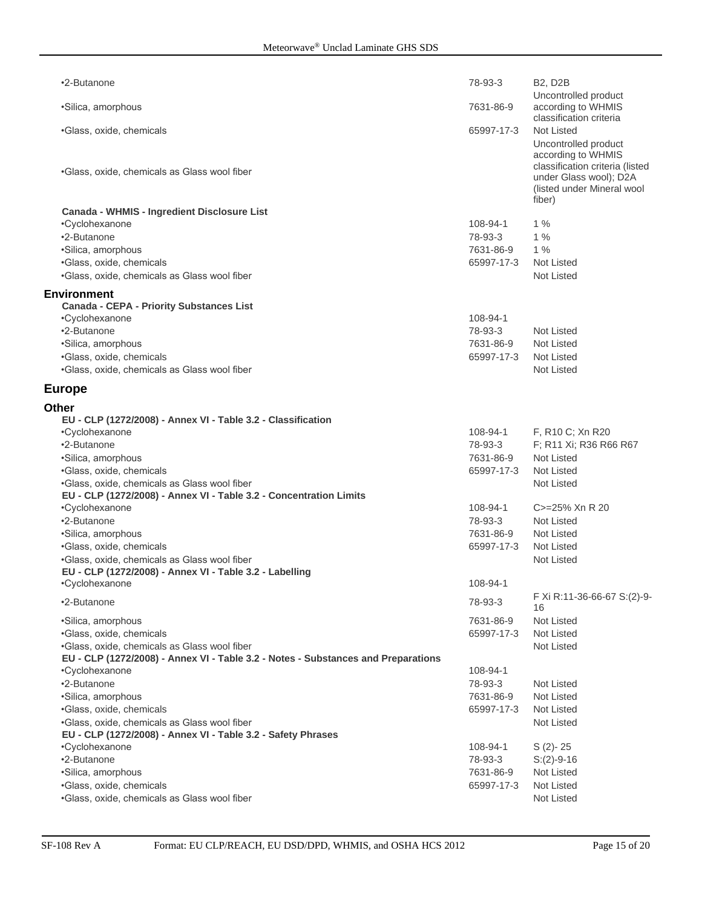| | | |
|---|---|---|
| •2-Butanone | 78-93-3 | B2, D2B |
| •Silica, amorphous | 7631-86-9 | Uncontrolled product according to WHMIS classification criteria |
| •Glass, oxide, chemicals | 65997-17-3 | Not Listed |
| •Glass, oxide, chemicals as Glass wool fiber | | Uncontrolled product according to WHMIS classification criteria (listed under Glass wool); D2A (listed under Mineral wool fiber) |

**Canada - WHMIS - Ingredient Disclosure List**

| | | |
|---|---|---|
| •Cyclohexanone | 108-94-1 | 1 % |
| •2-Butanone | 78-93-3 | 1 % |
| •Silica, amorphous | 7631-86-9 | 1 % |
| •Glass, oxide, chemicals | 65997-17-3 | Not Listed |
| •Glass, oxide, chemicals as Glass wool fiber | | Not Listed |

### Environment

**Canada - CEPA - Priority Substances List**

| | | |
|---|---|---|
| •Cyclohexanone | 108-94-1 | |
| •2-Butanone | 78-93-3 | Not Listed |
| •Silica, amorphous | 7631-86-9 | Not Listed |
| •Glass, oxide, chemicals | 65997-17-3 | Not Listed |
| •Glass, oxide, chemicals as Glass wool fiber | | Not Listed |

## Europe

### Other

**EU - CLP (1272/2008) - Annex VI - Table 3.2 - Classification**

| | | |
|---|---|---|
| •Cyclohexanone | 108-94-1 | F, R10 C; Xn R20 |
| •2-Butanone | 78-93-3 | F; R11 Xi; R36 R66 R67 |
| •Silica, amorphous | 7631-86-9 | Not Listed |
| •Glass, oxide, chemicals | 65997-17-3 | Not Listed |
| •Glass, oxide, chemicals as Glass wool fiber | | Not Listed |

**EU - CLP (1272/2008) - Annex VI - Table 3.2 - Concentration Limits**

| | | |
|---|---|---|
| •Cyclohexanone | 108-94-1 | C>=25% Xn R 20 |
| •2-Butanone | 78-93-3 | Not Listed |
| •Silica, amorphous | 7631-86-9 | Not Listed |
| •Glass, oxide, chemicals | 65997-17-3 | Not Listed |
| •Glass, oxide, chemicals as Glass wool fiber | | Not Listed |

**EU - CLP (1272/2008) - Annex VI - Table 3.2 - Labelling**

| | | |
|---|---|---|
| •Cyclohexanone | 108-94-1 | |
| •2-Butanone | 78-93-3 | F Xi R:11-36-66-67 S:(2)-9-16 |
| •Silica, amorphous | 7631-86-9 | Not Listed |
| •Glass, oxide, chemicals | 65997-17-3 | Not Listed |
| •Glass, oxide, chemicals as Glass wool fiber | | Not Listed |

**EU - CLP (1272/2008) - Annex VI - Table 3.2 - Notes - Substances and Preparations**

| | | |
|---|---|---|
| •Cyclohexanone | 108-94-1 | |
| •2-Butanone | 78-93-3 | Not Listed |
| •Silica, amorphous | 7631-86-9 | Not Listed |
| •Glass, oxide, chemicals | 65997-17-3 | Not Listed |
| •Glass, oxide, chemicals as Glass wool fiber | | Not Listed |

**EU - CLP (1272/2008) - Annex VI - Table 3.2 - Safety Phrases**

| | | |
|---|---|---|
| •Cyclohexanone | 108-94-1 | S (2)- 25 |
| •2-Butanone | 78-93-3 | S:(2)-9-16 |
| •Silica, amorphous | 7631-86-9 | Not Listed |
| •Glass, oxide, chemicals | 65997-17-3 | Not Listed |
| •Glass, oxide, chemicals as Glass wool fiber | | Not Listed |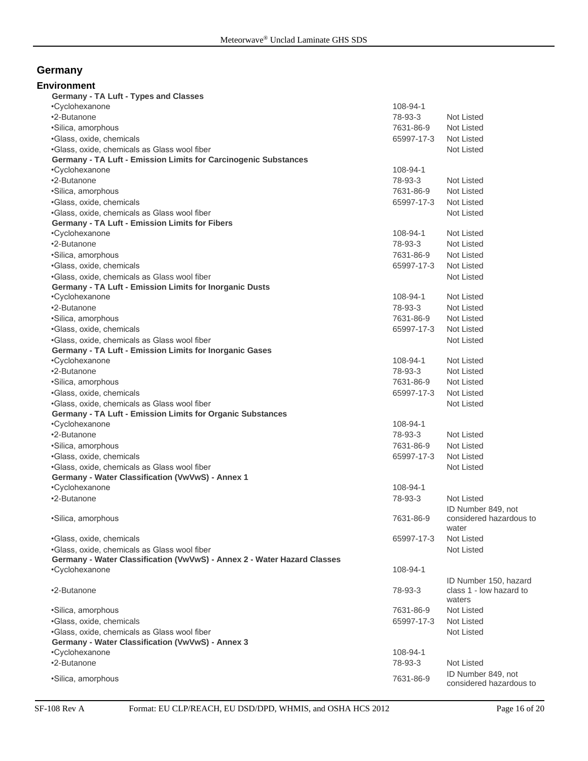## Germany

### Environment

**Germany - TA Luft - Types and Classes**

| | | |
|---|---|---|
| •Cyclohexanone | 108-94-1 | |
| •2-Butanone | 78-93-3 | Not Listed |
| •Silica, amorphous | 7631-86-9 | Not Listed |
| •Glass, oxide, chemicals | 65997-17-3 | Not Listed |
| •Glass, oxide, chemicals as Glass wool fiber | | Not Listed |

**Germany - TA Luft - Emission Limits for Carcinogenic Substances**

| | | |
|---|---|---|
| •Cyclohexanone | 108-94-1 | |
| •2-Butanone | 78-93-3 | Not Listed |
| •Silica, amorphous | 7631-86-9 | Not Listed |
| •Glass, oxide, chemicals | 65997-17-3 | Not Listed |
| •Glass, oxide, chemicals as Glass wool fiber | | Not Listed |

**Germany - TA Luft - Emission Limits for Fibers**

| | | |
|---|---|---|
| •Cyclohexanone | 108-94-1 | Not Listed |
| •2-Butanone | 78-93-3 | Not Listed |
| •Silica, amorphous | 7631-86-9 | Not Listed |
| •Glass, oxide, chemicals | 65997-17-3 | Not Listed |
| •Glass, oxide, chemicals as Glass wool fiber | | Not Listed |

**Germany - TA Luft - Emission Limits for Inorganic Dusts**

| | | |
|---|---|---|
| •Cyclohexanone | 108-94-1 | Not Listed |
| •2-Butanone | 78-93-3 | Not Listed |
| •Silica, amorphous | 7631-86-9 | Not Listed |
| •Glass, oxide, chemicals | 65997-17-3 | Not Listed |
| •Glass, oxide, chemicals as Glass wool fiber | | Not Listed |

**Germany - TA Luft - Emission Limits for Inorganic Gases**

| | | |
|---|---|---|
| •Cyclohexanone | 108-94-1 | Not Listed |
| •2-Butanone | 78-93-3 | Not Listed |
| •Silica, amorphous | 7631-86-9 | Not Listed |
| •Glass, oxide, chemicals | 65997-17-3 | Not Listed |
| •Glass, oxide, chemicals as Glass wool fiber | | Not Listed |

**Germany - TA Luft - Emission Limits for Organic Substances**

| | | |
|---|---|---|
| •Cyclohexanone | 108-94-1 | |
| •2-Butanone | 78-93-3 | Not Listed |
| •Silica, amorphous | 7631-86-9 | Not Listed |
| •Glass, oxide, chemicals | 65997-17-3 | Not Listed |
| •Glass, oxide, chemicals as Glass wool fiber | | Not Listed |

**Germany - Water Classification (VwVwS) - Annex 1**

| | | |
|---|---|---|
| •Cyclohexanone | 108-94-1 | |
| •2-Butanone | 78-93-3 | Not Listed |
| •Silica, amorphous | 7631-86-9 | ID Number 849, not considered hazardous to water |
| •Glass, oxide, chemicals | 65997-17-3 | Not Listed |
| •Glass, oxide, chemicals as Glass wool fiber | | Not Listed |

**Germany - Water Classification (VwVwS) - Annex 2 - Water Hazard Classes**

| | | |
|---|---|---|
| •Cyclohexanone | 108-94-1 | |
| •2-Butanone | 78-93-3 | ID Number 150, hazard class 1 - low hazard to waters |
| •Silica, amorphous | 7631-86-9 | Not Listed |
| •Glass, oxide, chemicals | 65997-17-3 | Not Listed |
| •Glass, oxide, chemicals as Glass wool fiber | | Not Listed |

**Germany - Water Classification (VwVwS) - Annex 3**

| | | |
|---|---|---|
| •Cyclohexanone | 108-94-1 | |
| •2-Butanone | 78-93-3 | Not Listed |
| •Silica, amorphous | 7631-86-9 | ID Number 849, not considered hazardous to |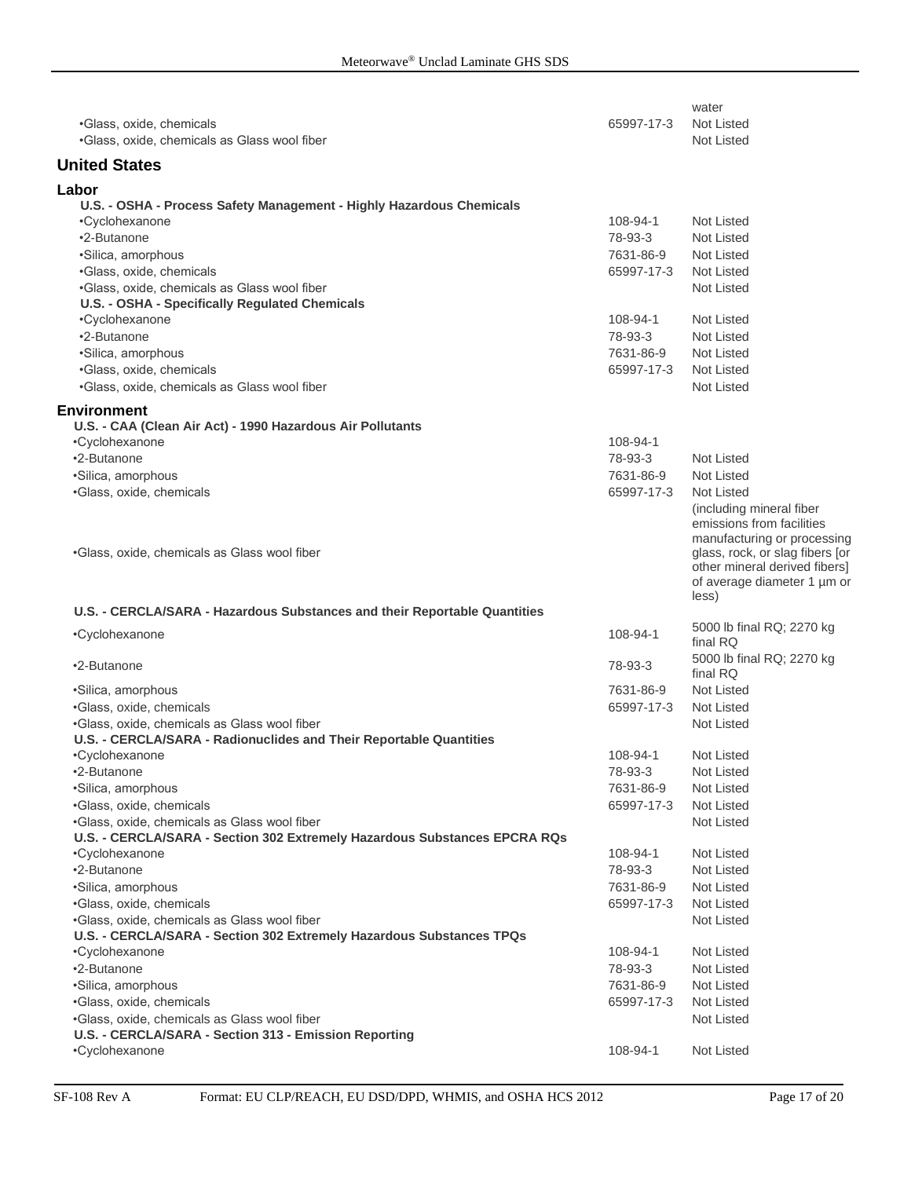| | | water |
|---|---|---|
| •Glass, oxide, chemicals | 65997-17-3 | Not Listed |
| •Glass, oxide, chemicals as Glass wool fiber | | Not Listed |

## United States

### Labor

**U.S. - OSHA - Process Safety Management - Highly Hazardous Chemicals**

| | | |
|---|---|---|
| •Cyclohexanone | 108-94-1 | Not Listed |
| •2-Butanone | 78-93-3 | Not Listed |
| •Silica, amorphous | 7631-86-9 | Not Listed |
| •Glass, oxide, chemicals | 65997-17-3 | Not Listed |
| •Glass, oxide, chemicals as Glass wool fiber | | Not Listed |

**U.S. - OSHA - Specifically Regulated Chemicals**

| | | |
|---|---|---|
| •Cyclohexanone | 108-94-1 | Not Listed |
| •2-Butanone | 78-93-3 | Not Listed |
| •Silica, amorphous | 7631-86-9 | Not Listed |
| •Glass, oxide, chemicals | 65997-17-3 | Not Listed |
| •Glass, oxide, chemicals as Glass wool fiber | | Not Listed |

### Environment

**U.S. - CAA (Clean Air Act) - 1990 Hazardous Air Pollutants**

| | | |
|---|---|---|
| •Cyclohexanone | 108-94-1 | |
| •2-Butanone | 78-93-3 | Not Listed |
| •Silica, amorphous | 7631-86-9 | Not Listed |
| •Glass, oxide, chemicals | 65997-17-3 | Not Listed |
| •Glass, oxide, chemicals as Glass wool fiber | | (including mineral fiber emissions from facilities manufacturing or processing glass, rock, or slag fibers [or other mineral derived fibers] of average diameter 1 µm or less) |

**U.S. - CERCLA/SARA - Hazardous Substances and their Reportable Quantities**

| | | |
|---|---|---|
| •Cyclohexanone | 108-94-1 | 5000 lb final RQ; 2270 kg final RQ |
| •2-Butanone | 78-93-3 | 5000 lb final RQ; 2270 kg final RQ |
| •Silica, amorphous | 7631-86-9 | Not Listed |
| •Glass, oxide, chemicals | 65997-17-3 | Not Listed |
| •Glass, oxide, chemicals as Glass wool fiber | | Not Listed |

**U.S. - CERCLA/SARA - Radionuclides and Their Reportable Quantities**

| | | |
|---|---|---|
| •Cyclohexanone | 108-94-1 | Not Listed |
| •2-Butanone | 78-93-3 | Not Listed |
| •Silica, amorphous | 7631-86-9 | Not Listed |
| •Glass, oxide, chemicals | 65997-17-3 | Not Listed |
| •Glass, oxide, chemicals as Glass wool fiber | | Not Listed |

**U.S. - CERCLA/SARA - Section 302 Extremely Hazardous Substances EPCRA RQs**

| | | |
|---|---|---|
| •Cyclohexanone | 108-94-1 | Not Listed |
| •2-Butanone | 78-93-3 | Not Listed |
| •Silica, amorphous | 7631-86-9 | Not Listed |
| •Glass, oxide, chemicals | 65997-17-3 | Not Listed |
| •Glass, oxide, chemicals as Glass wool fiber | | Not Listed |

**U.S. - CERCLA/SARA - Section 302 Extremely Hazardous Substances TPQs**

| | | |
|---|---|---|
| •Cyclohexanone | 108-94-1 | Not Listed |
| •2-Butanone | 78-93-3 | Not Listed |
| •Silica, amorphous | 7631-86-9 | Not Listed |
| •Glass, oxide, chemicals | 65997-17-3 | Not Listed |
| •Glass, oxide, chemicals as Glass wool fiber | | Not Listed |

**U.S. - CERCLA/SARA - Section 313 - Emission Reporting**

| | | |
|---|---|---|
| •Cyclohexanone | 108-94-1 | Not Listed |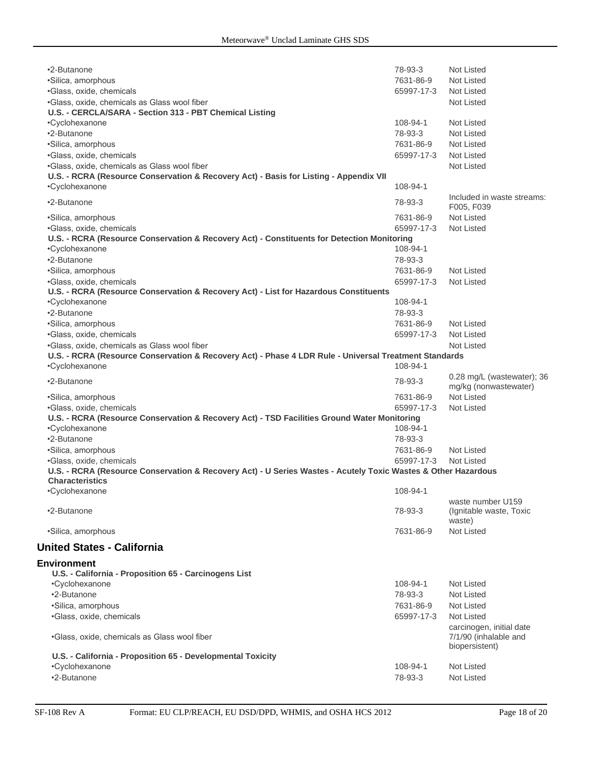| | | |
|---|---|---|
| •2-Butanone | 78-93-3 | Not Listed |
| •Silica, amorphous | 7631-86-9 | Not Listed |
| •Glass, oxide, chemicals | 65997-17-3 | Not Listed |
| •Glass, oxide, chemicals as Glass wool fiber | | Not Listed |
| **U.S. - CERCLA/SARA - Section 313 - PBT Chemical Listing** | | |
| •Cyclohexanone | 108-94-1 | Not Listed |
| •2-Butanone | 78-93-3 | Not Listed |
| •Silica, amorphous | 7631-86-9 | Not Listed |
| •Glass, oxide, chemicals | 65997-17-3 | Not Listed |
| •Glass, oxide, chemicals as Glass wool fiber | | Not Listed |
| **U.S. - RCRA (Resource Conservation & Recovery Act) - Basis for Listing - Appendix VII** | | |
| •Cyclohexanone | 108-94-1 | |
| •2-Butanone | 78-93-3 | Included in waste streams: F005, F039 |
| •Silica, amorphous | 7631-86-9 | Not Listed |
| •Glass, oxide, chemicals | 65997-17-3 | Not Listed |
| **U.S. - RCRA (Resource Conservation & Recovery Act) - Constituents for Detection Monitoring** | | |
| •Cyclohexanone | 108-94-1 | |
| •2-Butanone | 78-93-3 | |
| •Silica, amorphous | 7631-86-9 | Not Listed |
| •Glass, oxide, chemicals | 65997-17-3 | Not Listed |
| **U.S. - RCRA (Resource Conservation & Recovery Act) - List for Hazardous Constituents** | | |
| •Cyclohexanone | 108-94-1 | |
| •2-Butanone | 78-93-3 | |
| •Silica, amorphous | 7631-86-9 | Not Listed |
| •Glass, oxide, chemicals | 65997-17-3 | Not Listed |
| •Glass, oxide, chemicals as Glass wool fiber | | Not Listed |
| **U.S. - RCRA (Resource Conservation & Recovery Act) - Phase 4 LDR Rule - Universal Treatment Standards** | | |
| •Cyclohexanone | 108-94-1 | |
| •2-Butanone | 78-93-3 | 0.28 mg/L (wastewater); 36 mg/kg (nonwastewater) |
| •Silica, amorphous | 7631-86-9 | Not Listed |
| •Glass, oxide, chemicals | 65997-17-3 | Not Listed |
| **U.S. - RCRA (Resource Conservation & Recovery Act) - TSD Facilities Ground Water Monitoring** | | |
| •Cyclohexanone | 108-94-1 | |
| •2-Butanone | 78-93-3 | |
| •Silica, amorphous | 7631-86-9 | Not Listed |
| •Glass, oxide, chemicals | 65997-17-3 | Not Listed |
| **U.S. - RCRA (Resource Conservation & Recovery Act) - U Series Wastes - Acutely Toxic Wastes & Other Hazardous Characteristics** | | |
| •Cyclohexanone | 108-94-1 | |
| •2-Butanone | 78-93-3 | waste number U159 (Ignitable waste, Toxic waste) |
| •Silica, amorphous | 7631-86-9 | Not Listed |

## United States - California

### Environment

| | | |
|---|---|---|
| **U.S. - California - Proposition 65 - Carcinogens List** | | |
| •Cyclohexanone | 108-94-1 | Not Listed |
| •2-Butanone | 78-93-3 | Not Listed |
| •Silica, amorphous | 7631-86-9 | Not Listed |
| •Glass, oxide, chemicals | 65997-17-3 | Not Listed |
| •Glass, oxide, chemicals as Glass wool fiber | | carcinogen, initial date 7/1/90 (inhalable and biopersistent) |
| **U.S. - California - Proposition 65 - Developmental Toxicity** | | |
| •Cyclohexanone | 108-94-1 | Not Listed |
| •2-Butanone | 78-93-3 | Not Listed |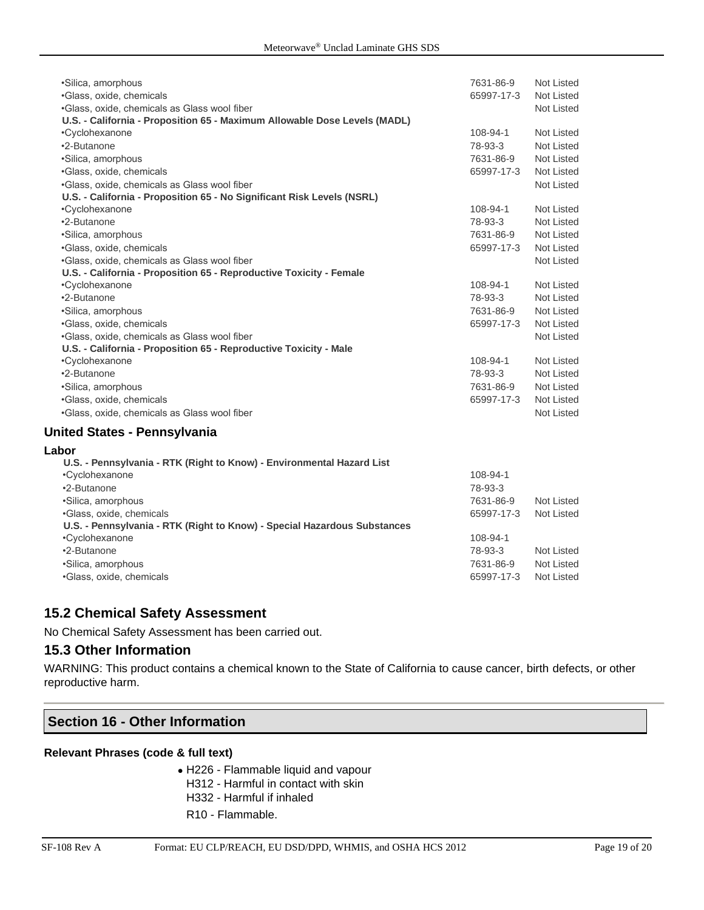| | | |
|---|---|---|
| •Silica, amorphous | 7631-86-9 | Not Listed |
| •Glass, oxide, chemicals | 65997-17-3 | Not Listed |
| •Glass, oxide, chemicals as Glass wool fiber | | Not Listed |
| **U.S. - California - Proposition 65 - Maximum Allowable Dose Levels (MADL)** | | |
| •Cyclohexanone | 108-94-1 | Not Listed |
| •2-Butanone | 78-93-3 | Not Listed |
| •Silica, amorphous | 7631-86-9 | Not Listed |
| •Glass, oxide, chemicals | 65997-17-3 | Not Listed |
| •Glass, oxide, chemicals as Glass wool fiber | | Not Listed |
| **U.S. - California - Proposition 65 - No Significant Risk Levels (NSRL)** | | |
| •Cyclohexanone | 108-94-1 | Not Listed |
| •2-Butanone | 78-93-3 | Not Listed |
| •Silica, amorphous | 7631-86-9 | Not Listed |
| •Glass, oxide, chemicals | 65997-17-3 | Not Listed |
| •Glass, oxide, chemicals as Glass wool fiber | | Not Listed |
| **U.S. - California - Proposition 65 - Reproductive Toxicity - Female** | | |
| •Cyclohexanone | 108-94-1 | Not Listed |
| •2-Butanone | 78-93-3 | Not Listed |
| •Silica, amorphous | 7631-86-9 | Not Listed |
| •Glass, oxide, chemicals | 65997-17-3 | Not Listed |
| •Glass, oxide, chemicals as Glass wool fiber | | Not Listed |
| **U.S. - California - Proposition 65 - Reproductive Toxicity - Male** | | |
| •Cyclohexanone | 108-94-1 | Not Listed |
| •2-Butanone | 78-93-3 | Not Listed |
| •Silica, amorphous | 7631-86-9 | Not Listed |
| •Glass, oxide, chemicals | 65997-17-3 | Not Listed |
| •Glass, oxide, chemicals as Glass wool fiber | | Not Listed |

### United States - Pennsylvania

**Labor**

| | | |
|---|---|---|
| **U.S. - Pennsylvania - RTK (Right to Know) - Environmental Hazard List** | | |
| •Cyclohexanone | 108-94-1 | |
| •2-Butanone | 78-93-3 | |
| •Silica, amorphous | 7631-86-9 | Not Listed |
| •Glass, oxide, chemicals | 65997-17-3 | Not Listed |
| **U.S. - Pennsylvania - RTK (Right to Know) - Special Hazardous Substances** | | |
| •Cyclohexanone | 108-94-1 | |
| •2-Butanone | 78-93-3 | Not Listed |
| •Silica, amorphous | 7631-86-9 | Not Listed |
| •Glass, oxide, chemicals | 65997-17-3 | Not Listed |

## 15.2 Chemical Safety Assessment

No Chemical Safety Assessment has been carried out.

## 15.3 Other Information

WARNING: This product contains a chemical known to the State of California to cause cancer, birth defects, or other reproductive harm.

## Section 16 - Other Information

**Relevant Phrases (code & full text)**

- H226 - Flammable liquid and vapour
  H312 - Harmful in contact with skin
  H332 - Harmful if inhaled
  R10 - Flammable.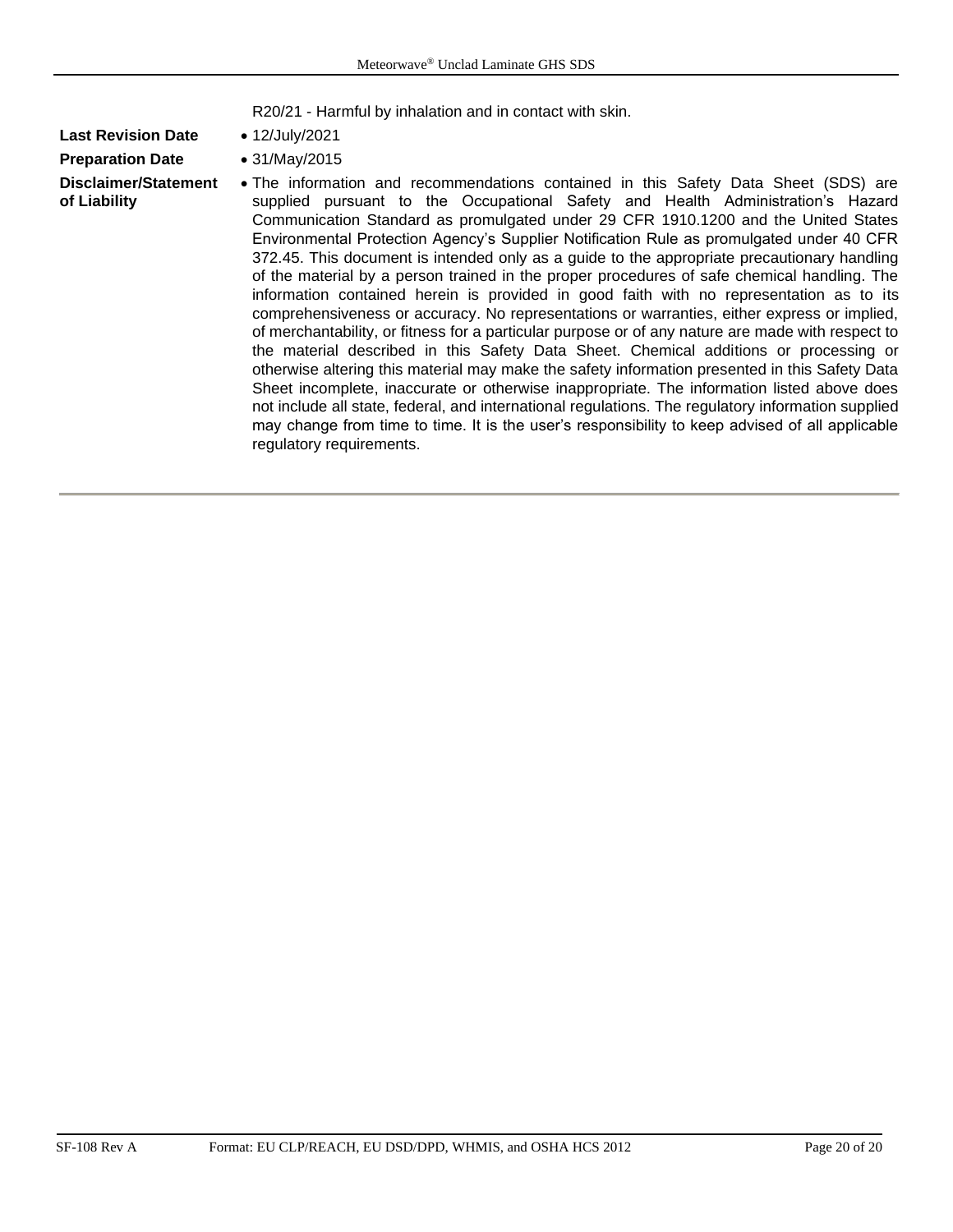R20/21 - Harmful by inhalation and in contact with skin.

| | |
|---|---|
| **Last Revision Date** | • 12/July/2021 |
| **Preparation Date** | • 31/May/2015 |
| **Disclaimer/Statement of Liability** | • The information and recommendations contained in this Safety Data Sheet (SDS) are supplied pursuant to the Occupational Safety and Health Administration's Hazard Communication Standard as promulgated under 29 CFR 1910.1200 and the United States Environmental Protection Agency's Supplier Notification Rule as promulgated under 40 CFR 372.45. This document is intended only as a guide to the appropriate precautionary handling of the material by a person trained in the proper procedures of safe chemical handling. The information contained herein is provided in good faith with no representation as to its comprehensiveness or accuracy. No representations or warranties, either express or implied, of merchantability, or fitness for a particular purpose or of any nature are made with respect to the material described in this Safety Data Sheet. Chemical additions or processing or otherwise altering this material may make the safety information presented in this Safety Data Sheet incomplete, inaccurate or otherwise inappropriate. The information listed above does not include all state, federal, and international regulations. The regulatory information supplied may change from time to time. It is the user's responsibility to keep advised of all applicable regulatory requirements. |